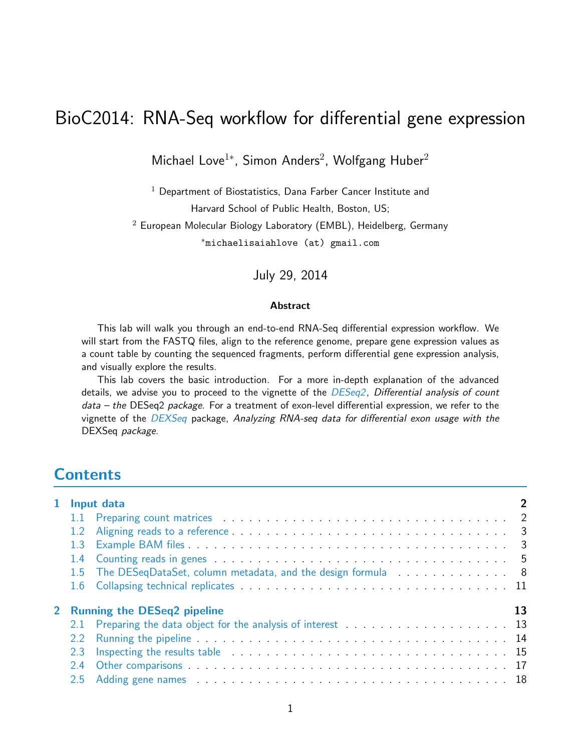# BioC2014: RNA-Seq workflow for differential gene expression

Michael Love[1*], Simon Anders[2], Wolfgang Huber[2]

[1] Department of Biostatistics, Dana Farber Cancer Institute and Harvard School of Public Health, Boston, US;

[2] European Molecular Biology Laboratory (EMBL), Heidelberg, Germany

[*]michaelisaiahlove (at) gmail.com

July 29, 2014

**Abstract**

This lab will walk you through an end-to-end RNA-Seq differential expression workflow. We will start from the FASTQ files, align to the reference genome, prepare gene expression values as a count table by counting the sequenced fragments, perform differential gene expression analysis, and visually explore the results.

This lab covers the basic introduction. For a more in-depth explanation of the advanced details, we advise you to proceed to the vignette of the *DESeq2*, *Differential analysis of count data – the* DESeq2 *package*. For a treatment of exon-level differential expression, we refer to the vignette of the *DEXSeq* package, *Analyzing RNA-seq data for differential exon usage with the* DEXSeq *package*.

## Contents

**1 Input data** ..... **2**

- 1.1 Preparing count matrices ..... 2
- 1.2 Aligning reads to a reference ..... 3
- 1.3 Example BAM files ..... 3
- 1.4 Counting reads in genes ..... 5
- 1.5 The DESeqDataSet, column metadata, and the design formula ..... 8
- 1.6 Collapsing technical replicates ..... 11

**2 Running the DESeq2 pipeline** ..... **13**

- 2.1 Preparing the data object for the analysis of interest ..... 13
- 2.2 Running the pipeline ..... 14
- 2.3 Inspecting the results table ..... 15
- 2.4 Other comparisons ..... 17
- 2.5 Adding gene names ..... 18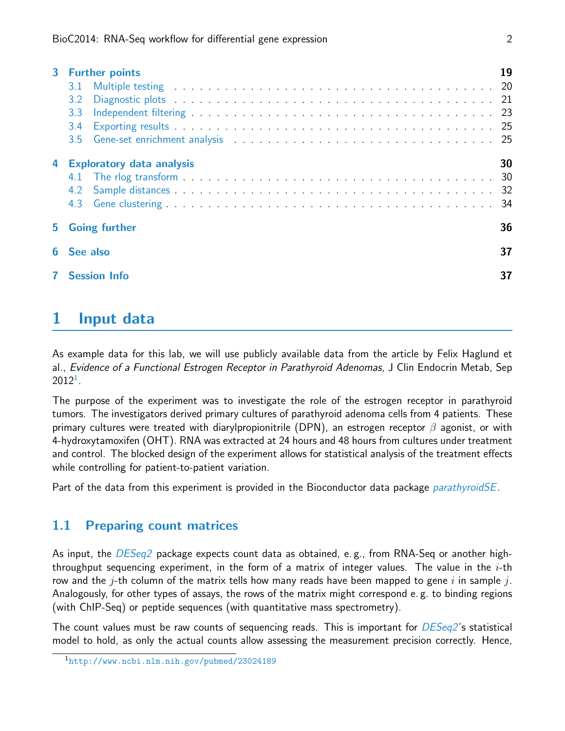3 Further points 19
- 3.1 Multiple testing . . . 20
- 3.2 Diagnostic plots . . . 21
- 3.3 Independent filtering . . . 23
- 3.4 Exporting results . . . 25
- 3.5 Gene-set enrichment analysis . . . 25

4 Exploratory data analysis 30
- 4.1 The rlog transform . . . 30
- 4.2 Sample distances . . . 32
- 4.3 Gene clustering . . . 34

5 Going further 36

6 See also 37

7 Session Info 37

# 1 Input data

As example data for this lab, we will use publicly available data from the article by Felix Haglund et al., *Evidence of a Functional Estrogen Receptor in Parathyroid Adenomas*, J Clin Endocrin Metab, Sep 2012[1].

The purpose of the experiment was to investigate the role of the estrogen receptor in parathyroid tumors. The investigators derived primary cultures of parathyroid adenoma cells from 4 patients. These primary cultures were treated with diarylpropionitrile (DPN), an estrogen receptor $\beta$ agonist, or with 4-hydroxytamoxifen (OHT). RNA was extracted at 24 hours and 48 hours from cultures under treatment and control. The blocked design of the experiment allows for statistical analysis of the treatment effects while controlling for patient-to-patient variation.

Part of the data from this experiment is provided in the Bioconductor data package *parathyroidSE*.

## 1.1 Preparing count matrices

As input, the *DESeq2* package expects count data as obtained, e. g., from RNA-Seq or another high-throughput sequencing experiment, in the form of a matrix of integer values. The value in the $i$-th row and the $j$-th column of the matrix tells how many reads have been mapped to gene $i$ in sample $j$. Analogously, for other types of assays, the rows of the matrix might correspond e. g. to binding regions (with ChIP-Seq) or peptide sequences (with quantitative mass spectrometry).

The count values must be raw counts of sequencing reads. This is important for *DESeq2*'s statistical model to hold, as only the actual counts allow assessing the measurement precision correctly. Hence,

[1] http://www.ncbi.nlm.nih.gov/pubmed/23024189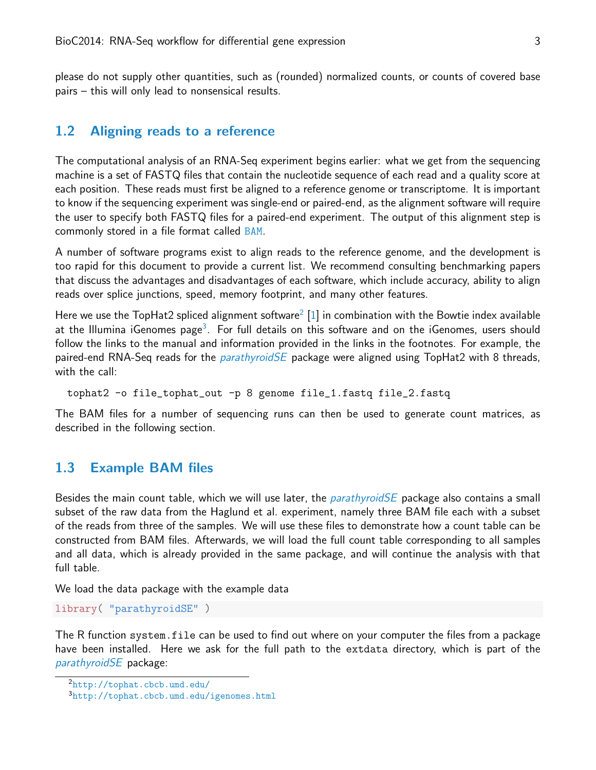please do not supply other quantities, such as (rounded) normalized counts, or counts of covered base pairs – this will only lead to nonsensical results.

## 1.2 Aligning reads to a reference

The computational analysis of an RNA-Seq experiment begins earlier: what we get from the sequencing machine is a set of FASTQ files that contain the nucleotide sequence of each read and a quality score at each position. These reads must first be aligned to a reference genome or transcriptome. It is important to know if the sequencing experiment was single-end or paired-end, as the alignment software will require the user to specify both FASTQ files for a paired-end experiment. The output of this alignment step is commonly stored in a file format called BAM.

A number of software programs exist to align reads to the reference genome, and the development is too rapid for this document to provide a current list. We recommend consulting benchmarking papers that discuss the advantages and disadvantages of each software, which include accuracy, ability to align reads over splice junctions, speed, memory footprint, and many other features.

Here we use the TopHat2 spliced alignment software[2] [1] in combination with the Bowtie index available at the Illumina iGenomes page[3]. For full details on this software and on the iGenomes, users should follow the links to the manual and information provided in the links in the footnotes. For example, the paired-end RNA-Seq reads for the *parathyroidSE* package were aligned using TopHat2 with 8 threads, with the call:

```
tophat2 -o file_tophat_out -p 8 genome file_1.fastq file_2.fastq
```

The BAM files for a number of sequencing runs can then be used to generate count matrices, as described in the following section.

## 1.3 Example BAM files

Besides the main count table, which we will use later, the *parathyroidSE* package also contains a small subset of the raw data from the Haglund et al. experiment, namely three BAM file each with a subset of the reads from three of the samples. We will use these files to demonstrate how a count table can be constructed from BAM files. Afterwards, we will load the full count table corresponding to all samples and all data, which is already provided in the same package, and will continue the analysis with that full table.

We load the data package with the example data

```
library( "parathyroidSE" )
```

The R function `system.file` can be used to find out where on your computer the files from a package have been installed. Here we ask for the full path to the `extdata` directory, which is part of the *parathyroidSE* package:

---

[2] http://tophat.cbcb.umd.edu/

[3] http://tophat.cbcb.umd.edu/igenomes.html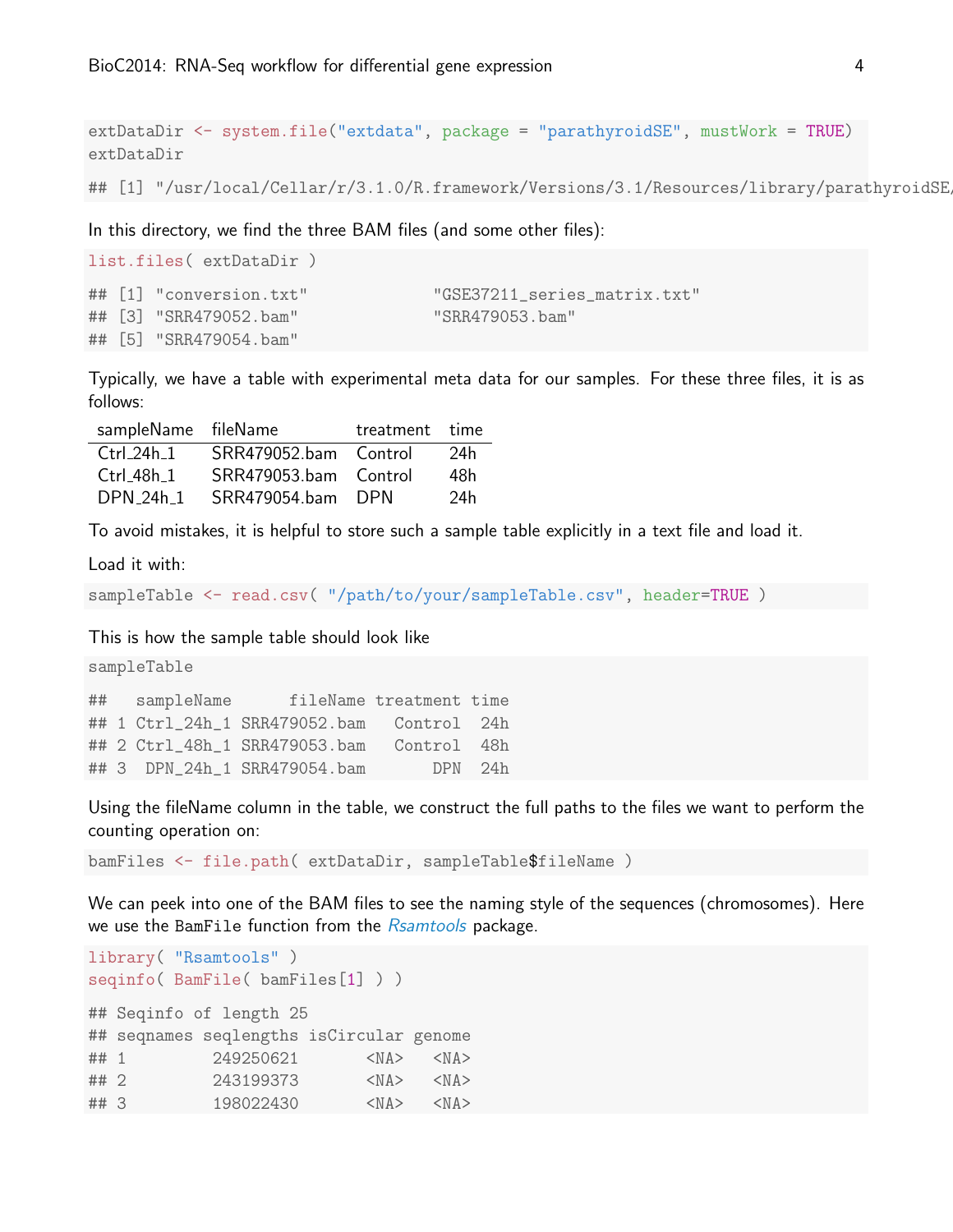```
extDataDir <- system.file("extdata", package = "parathyroidSE", mustWork = TRUE)
extDataDir

## [1] "/usr/local/Cellar/r/3.1.0/R.framework/Versions/3.1/Resources/library/parathyroidSE/
```

In this directory, we find the three BAM files (and some other files):

```
list.files( extDataDir )

## [1] "conversion.txt"            "GSE37211_series_matrix.txt"
## [3] "SRR479052.bam"             "SRR479053.bam"
## [5] "SRR479054.bam"
```

Typically, we have a table with experimental meta data for our samples. For these three files, it is as follows:

| sampleName | fileName | treatment | time |
|---|---|---|---|
| Ctrl_24h_1 | SRR479052.bam | Control | 24h |
| Ctrl_48h_1 | SRR479053.bam | Control | 48h |
| DPN_24h_1 | SRR479054.bam | DPN | 24h |

To avoid mistakes, it is helpful to store such a sample table explicitly in a text file and load it.

Load it with:

```
sampleTable <- read.csv( "/path/to/your/sampleTable.csv", header=TRUE )
```

This is how the sample table should look like

```
sampleTable

##   sampleName      fileName treatment time
## 1 Ctrl_24h_1 SRR479052.bam   Control  24h
## 2 Ctrl_48h_1 SRR479053.bam   Control  48h
## 3  DPN_24h_1 SRR479054.bam       DPN  24h
```

Using the fileName column in the table, we construct the full paths to the files we want to perform the counting operation on:

```
bamFiles <- file.path( extDataDir, sampleTable$fileName )
```

We can peek into one of the BAM files to see the naming style of the sequences (chromosomes). Here we use the BamFile function from the *Rsamtools* package.

```
library( "Rsamtools" )
seqinfo( BamFile( bamFiles[1] ) )

## Seqinfo of length 25
## seqnames seqlengths isCircular genome
## 1         249250621       <NA>   <NA>
## 2         243199373       <NA>   <NA>
## 3         198022430       <NA>   <NA>
```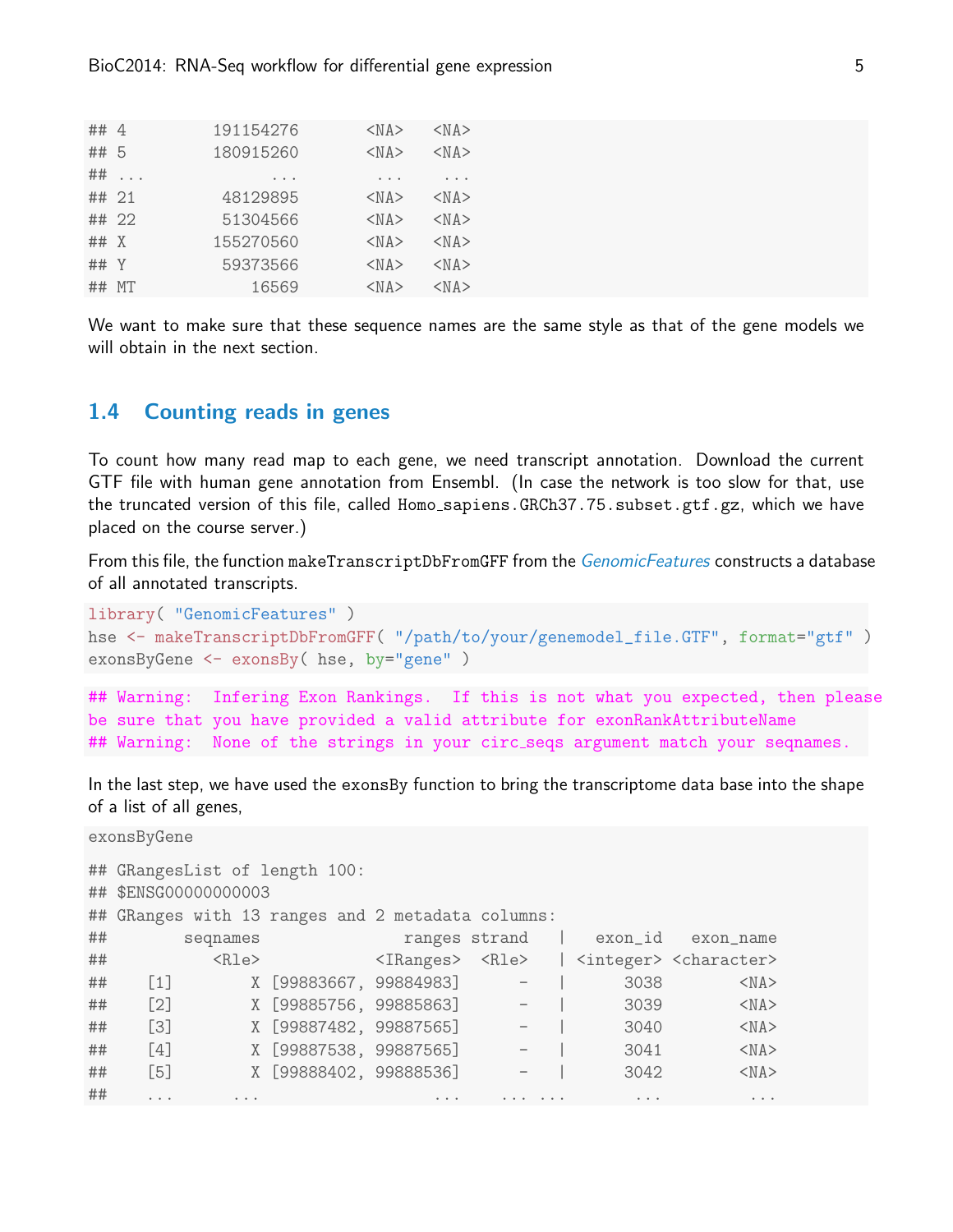```
## 4        191154276       <NA>   <NA>
## 5        180915260       <NA>   <NA>
## ...            ...        ...    ...
## 21        48129895       <NA>   <NA>
## 22        51304566       <NA>   <NA>
## X        155270560       <NA>   <NA>
## Y         59373566       <NA>   <NA>
## MT           16569       <NA>   <NA>
```

We want to make sure that these sequence names are the same style as that of the gene models we will obtain in the next section.

## 1.4 Counting reads in genes

To count how many read map to each gene, we need transcript annotation. Download the current GTF file with human gene annotation from Ensembl. (In case the network is too slow for that, use the truncated version of this file, called `Homo_sapiens.GRCh37.75.subset.gtf.gz`, which we have placed on the course server.)

From this file, the function `makeTranscriptDbFromGFF` from the *GenomicFeatures* constructs a database of all annotated transcripts.

```
library( "GenomicFeatures" )
hse <- makeTranscriptDbFromGFF( "/path/to/your/genemodel_file.GTF", format="gtf" )
exonsByGene <- exonsBy( hse, by="gene" )
```

```
## Warning:  Infering Exon Rankings.  If this is not what you expected, then please
be sure that you have provided a valid attribute for exonRankAttributeName
## Warning:  None of the strings in your circ_seqs argument match your seqnames.
```

In the last step, we have used the `exonsBy` function to bring the transcriptome data base into the shape of a list of all genes,

```
exonsByGene
```

```
## GRangesList of length 100:
## $ENSG00000000003
## GRanges with 13 ranges and 2 metadata columns:
##        seqnames               ranges strand   |   exon_id   exon_name
##           <Rle>            <IRanges>  <Rle>   | <integer> <character>
##    [1]        X [99883667, 99884983]      -   |      3038        <NA>
##    [2]        X [99885756, 99885863]      -   |      3039        <NA>
##    [3]        X [99887482, 99887565]      -   |      3040        <NA>
##    [4]        X [99887538, 99887565]      -   |      3041        <NA>
##    [5]        X [99888402, 99888536]      -   |      3042        <NA>
##    ...      ...                  ...    ... ...       ...         ...
```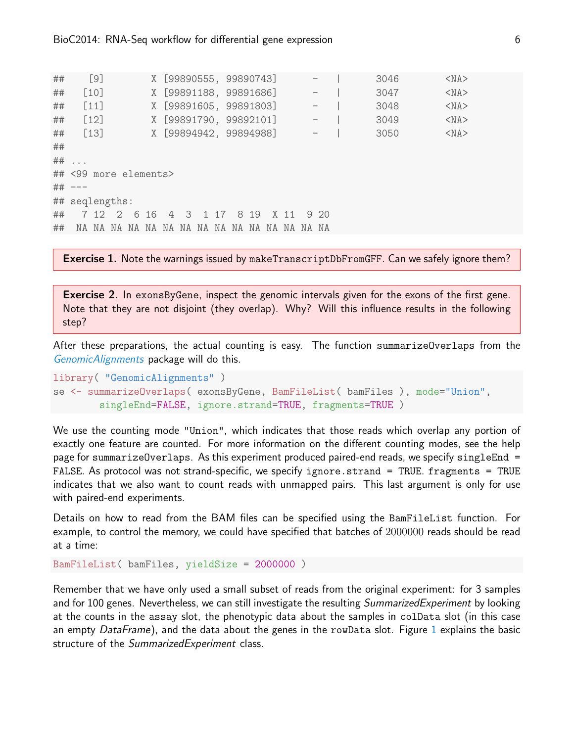```
##    [9]        X [99890555, 99890743]      -   |      3046        <NA>
##   [10]        X [99891188, 99891686]      -   |      3047        <NA>
##   [11]        X [99891605, 99891803]      -   |      3048        <NA>
##   [12]        X [99891790, 99892101]      -   |      3049        <NA>
##   [13]        X [99894942, 99894988]      -   |      3050        <NA>
##
## ...
## <99 more elements>
## ---
## seqlengths:
##   7 12  2  6 16  4  3  1 17  8 19  X 11  9 20
##  NA NA NA NA NA NA NA NA NA NA NA NA NA NA NA
```

**Exercise 1.** Note the warnings issued by makeTranscriptDbFromGFF. Can we safely ignore them?

**Exercise 2.** In exonsByGene, inspect the genomic intervals given for the exons of the first gene. Note that they are not disjoint (they overlap). Why? Will this influence results in the following step?

After these preparations, the actual counting is easy. The function summarizeOverlaps from the *GenomicAlignments* package will do this.

```
library( "GenomicAlignments" )
se <- summarizeOverlaps( exonsByGene, BamFileList( bamFiles ), mode="Union",
       singleEnd=FALSE, ignore.strand=TRUE, fragments=TRUE )
```

We use the counting mode "Union", which indicates that those reads which overlap any portion of exactly one feature are counted. For more information on the different counting modes, see the help page for summarizeOverlaps. As this experiment produced paired-end reads, we specify singleEnd = FALSE. As protocol was not strand-specific, we specify ignore.strand = TRUE. fragments = TRUE indicates that we also want to count reads with unmapped pairs. This last argument is only for use with paired-end experiments.

Details on how to read from the BAM files can be specified using the BamFileList function. For example, to control the memory, we could have specified that batches of $2000000$ reads should be read at a time:

```
BamFileList( bamFiles, yieldSize = 2000000 )
```

Remember that we have only used a small subset of reads from the original experiment: for 3 samples and for 100 genes. Nevertheless, we can still investigate the resulting *SummarizedExperiment* by looking at the counts in the assay slot, the phenotypic data about the samples in colData slot (in this case an empty *DataFrame*), and the data about the genes in the rowData slot. Figure 1 explains the basic structure of the *SummarizedExperiment* class.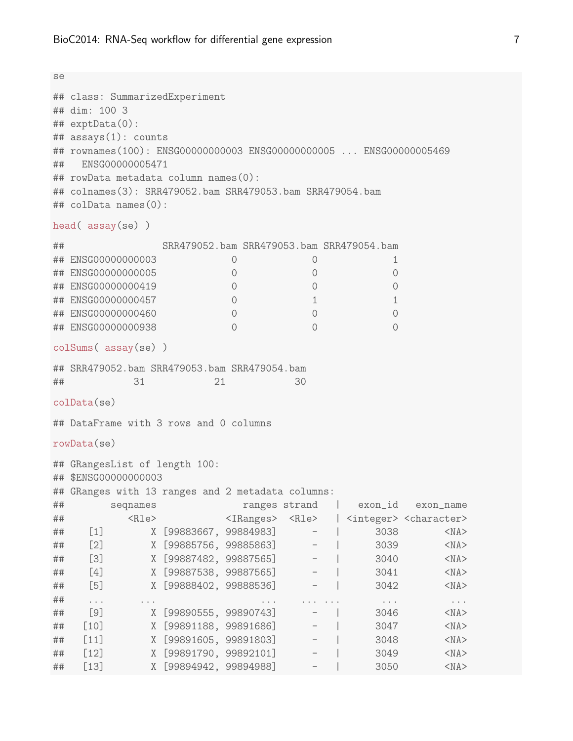```
se

## class: SummarizedExperiment
## dim: 100 3
## exptData(0):
## assays(1): counts
## rownames(100): ENSG00000000003 ENSG00000000005 ... ENSG00000005469
##   ENSG00000005471
## rowData metadata column names(0):
## colnames(3): SRR479052.bam SRR479053.bam SRR479054.bam
## colData names(0):

head( assay(se) )

##                 SRR479052.bam SRR479053.bam SRR479054.bam
## ENSG00000000003             0             0             1
## ENSG00000000005             0             0             0
## ENSG00000000419             0             0             0
## ENSG00000000457             0             1             1
## ENSG00000000460             0             0             0
## ENSG00000000938             0             0             0

colSums( assay(se) )

## SRR479052.bam SRR479053.bam SRR479054.bam
##            31            21            30

colData(se)

## DataFrame with 3 rows and 0 columns

rowData(se)

## GRangesList of length 100:
## $ENSG00000000003
## GRanges with 13 ranges and 2 metadata columns:
##        seqnames               ranges strand   |   exon_id   exon_name
##           <Rle>            <IRanges>  <Rle>   | <integer> <character>
##    [1]        X [99883667, 99884983]      -   |      3038        <NA>
##    [2]        X [99885756, 99885863]      -   |      3039        <NA>
##    [3]        X [99887482, 99887565]      -   |      3040        <NA>
##    [4]        X [99887538, 99887565]      -   |      3041        <NA>
##    [5]        X [99888402, 99888536]      -   |      3042        <NA>
##    ...      ...                  ...    ... ...       ...         ...
##    [9]        X [99890555, 99890743]      -   |      3046        <NA>
##   [10]        X [99891188, 99891686]      -   |      3047        <NA>
##   [11]        X [99891605, 99891803]      -   |      3048        <NA>
##   [12]        X [99891790, 99892101]      -   |      3049        <NA>
##   [13]        X [99894942, 99894988]      -   |      3050        <NA>
```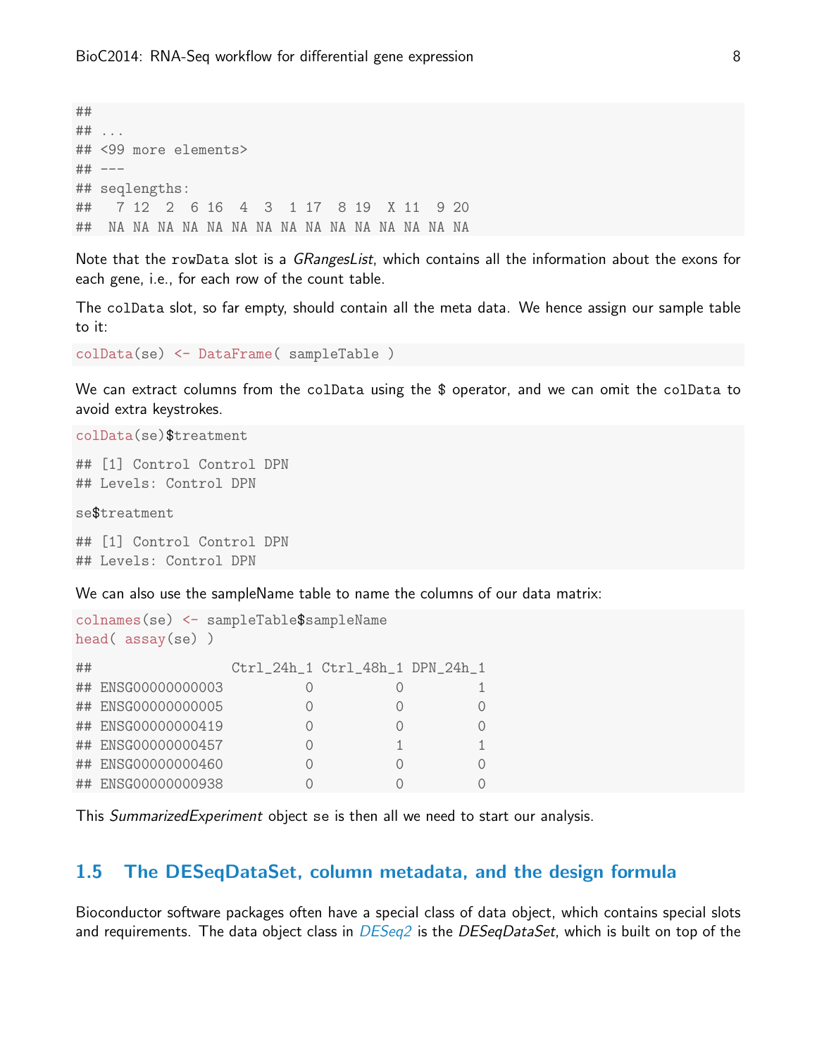```
##
## ...
## <99 more elements>
## ---
## seqlengths:
##   7 12  2  6 16  4  3  1 17  8 19  X 11  9 20
##  NA NA NA NA NA NA NA NA NA NA NA NA NA NA NA
```

Note that the `rowData` slot is a *GRangesList*, which contains all the information about the exons for each gene, i.e., for each row of the count table.

The `colData` slot, so far empty, should contain all the meta data. We hence assign our sample table to it:

```
colData(se) <- DataFrame( sampleTable )
```

We can extract columns from the `colData` using the `$` operator, and we can omit the `colData` to avoid extra keystrokes.

```
colData(se)$treatment

## [1] Control Control DPN
## Levels: Control DPN

se$treatment

## [1] Control Control DPN
## Levels: Control DPN
```

We can also use the sampleName table to name the columns of our data matrix:

```
colnames(se) <- sampleTable$sampleName
head( assay(se) )

##                 Ctrl_24h_1 Ctrl_48h_1 DPN_24h_1
## ENSG00000000003          0          0         1
## ENSG00000000005          0          0         0
## ENSG00000000419          0          0         0
## ENSG00000000457          0          1         1
## ENSG00000000460          0          0         0
## ENSG00000000938          0          0         0
```

This *SummarizedExperiment* object `se` is then all we need to start our analysis.

## 1.5 The DESeqDataSet, column metadata, and the design formula

Bioconductor software packages often have a special class of data object, which contains special slots and requirements. The data object class in *DESeq2* is the *DESeqDataSet*, which is built on top of the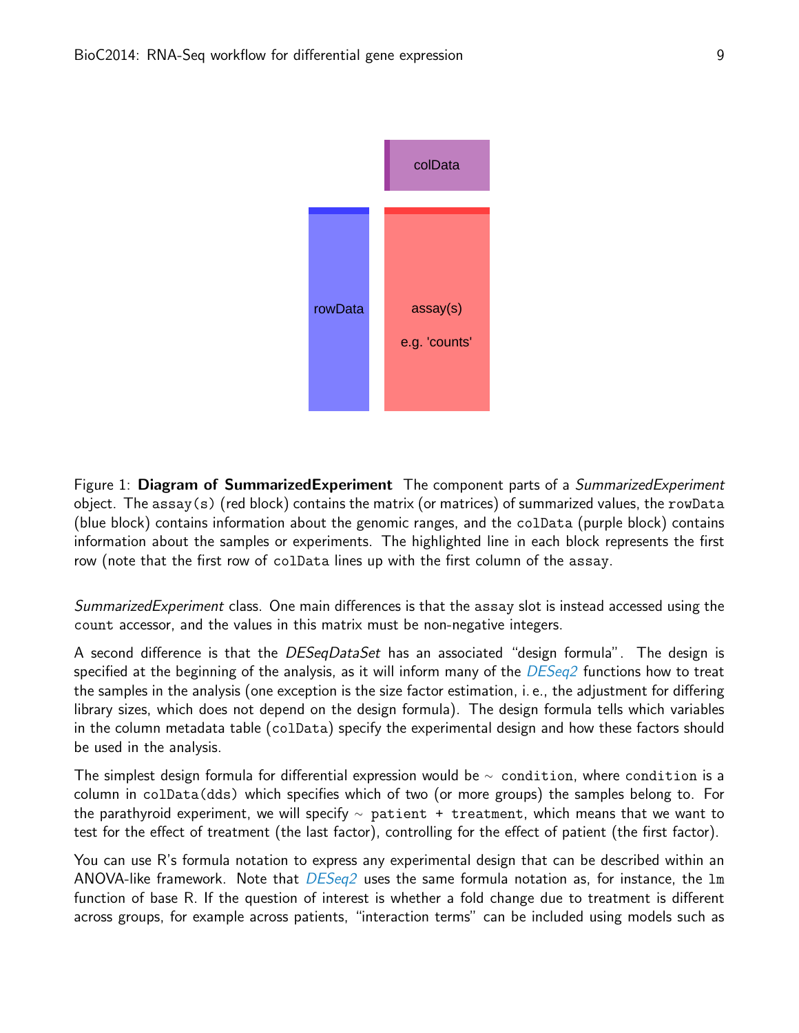Figure 1: **Diagram of SummarizedExperiment** The component parts of a *SummarizedExperiment* object. The `assay(s)` (red block) contains the matrix (or matrices) of summarized values, the `rowData` (blue block) contains information about the genomic ranges, and the `colData` (purple block) contains information about the samples or experiments. The highlighted line in each block represents the first row (note that the first row of `colData` lines up with the first column of the `assay`.

*SummarizedExperiment* class. One main differences is that the `assay` slot is instead accessed using the `count` accessor, and the values in this matrix must be non-negative integers.

A second difference is that the *DESeqDataSet* has an associated "design formula". The design is specified at the beginning of the analysis, as it will inform many of the *DESeq2* functions how to treat the samples in the analysis (one exception is the size factor estimation, i. e., the adjustment for differing library sizes, which does not depend on the design formula). The design formula tells which variables in the column metadata table (`colData`) specify the experimental design and how these factors should be used in the analysis.

The simplest design formula for differential expression would be `~ condition`, where `condition` is a column in `colData(dds)` which specifies which of two (or more groups) the samples belong to. For the parathyroid experiment, we will specify `~ patient + treatment`, which means that we want to test for the effect of treatment (the last factor), controlling for the effect of patient (the first factor).

You can use R's formula notation to express any experimental design that can be described within an ANOVA-like framework. Note that *DESeq2* uses the same formula notation as, for instance, the `lm` function of base R. If the question of interest is whether a fold change due to treatment is different across groups, for example across patients, "interaction terms" can be included using models such as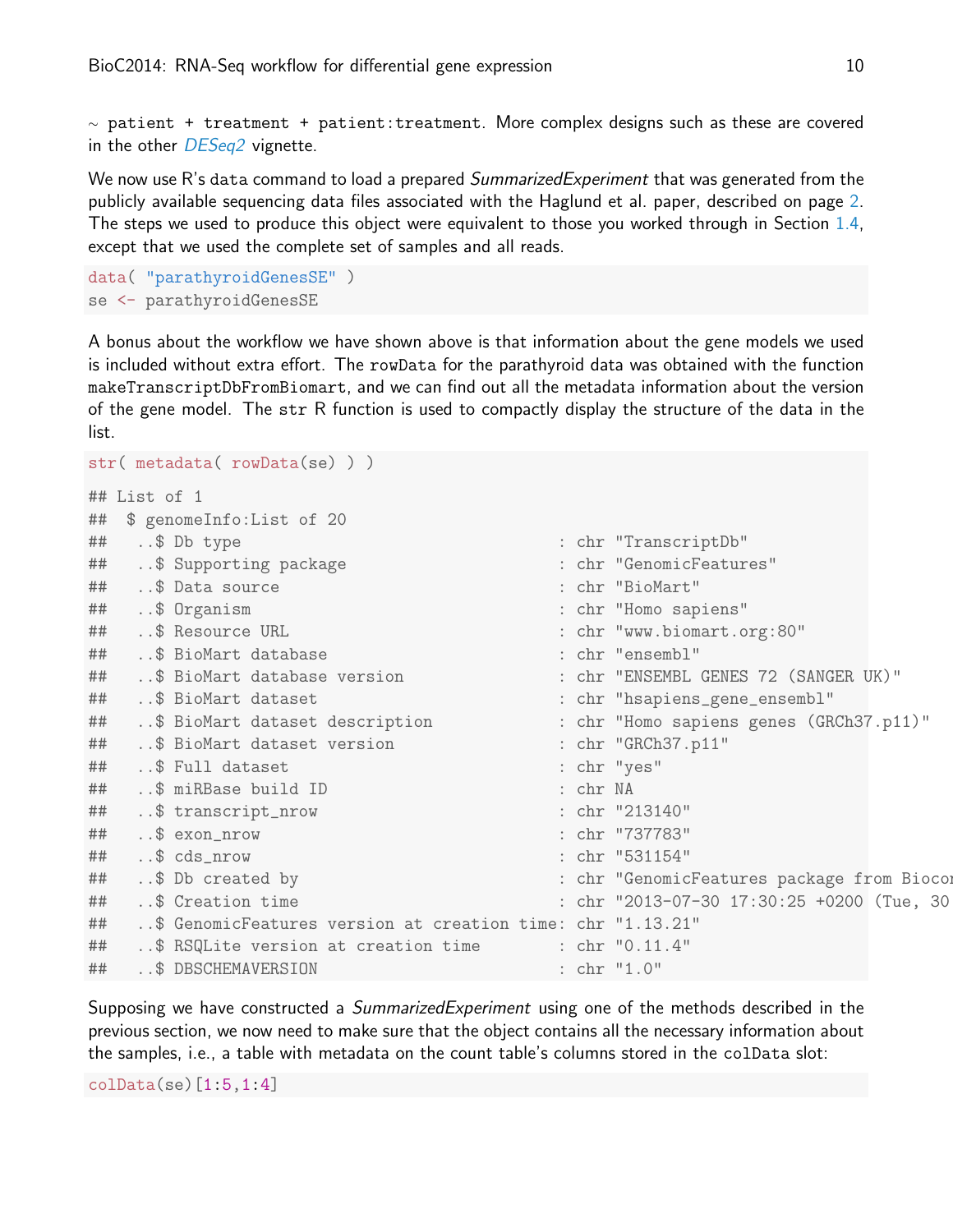~ patient + treatment + patient:treatment. More complex designs such as these are covered in the other *DESeq2* vignette.

We now use R's data command to load a prepared *SummarizedExperiment* that was generated from the publicly available sequencing data files associated with the Haglund et al. paper, described on page 2. The steps we used to produce this object were equivalent to those you worked through in Section 1.4, except that we used the complete set of samples and all reads.

```
data( "parathyroidGenesSE" )
se <- parathyroidGenesSE
```

A bonus about the workflow we have shown above is that information about the gene models we used is included without extra effort. The rowData for the parathyroid data was obtained with the function makeTranscriptDbFromBiomart, and we can find out all the metadata information about the version of the gene model. The str R function is used to compactly display the structure of the data in the list.

```
str( metadata( rowData(se) ) )

## List of 1
##  $ genomeInfo:List of 20
##   ..$ Db type                                 : chr "TranscriptDb"
##   ..$ Supporting package                      : chr "GenomicFeatures"
##   ..$ Data source                             : chr "BioMart"
##   ..$ Organism                                : chr "Homo sapiens"
##   ..$ Resource URL                            : chr "www.biomart.org:80"
##   ..$ BioMart database                        : chr "ensembl"
##   ..$ BioMart database version                : chr "ENSEMBL GENES 72 (SANGER UK)"
##   ..$ BioMart dataset                         : chr "hsapiens_gene_ensembl"
##   ..$ BioMart dataset description             : chr "Homo sapiens genes (GRCh37.p11)"
##   ..$ BioMart dataset version                 : chr "GRCh37.p11"
##   ..$ Full dataset                            : chr "yes"
##   ..$ miRBase build ID                        : chr NA
##   ..$ transcript_nrow                         : chr "213140"
##   ..$ exon_nrow                               : chr "737783"
##   ..$ cds_nrow                                : chr "531154"
##   ..$ Db created by                           : chr "GenomicFeatures package from Biocon
##   ..$ Creation time                           : chr "2013-07-30 17:30:25 +0200 (Tue, 30
##   ..$ GenomicFeatures version at creation time: chr "1.13.21"
##   ..$ RSQLite version at creation time        : chr "0.11.4"
##   ..$ DBSCHEMAVERSION                         : chr "1.0"
```

Supposing we have constructed a *SummarizedExperiment* using one of the methods described in the previous section, we now need to make sure that the object contains all the necessary information about the samples, i.e., a table with metadata on the count table's columns stored in the colData slot:

```
colData(se)[1:5,1:4]
```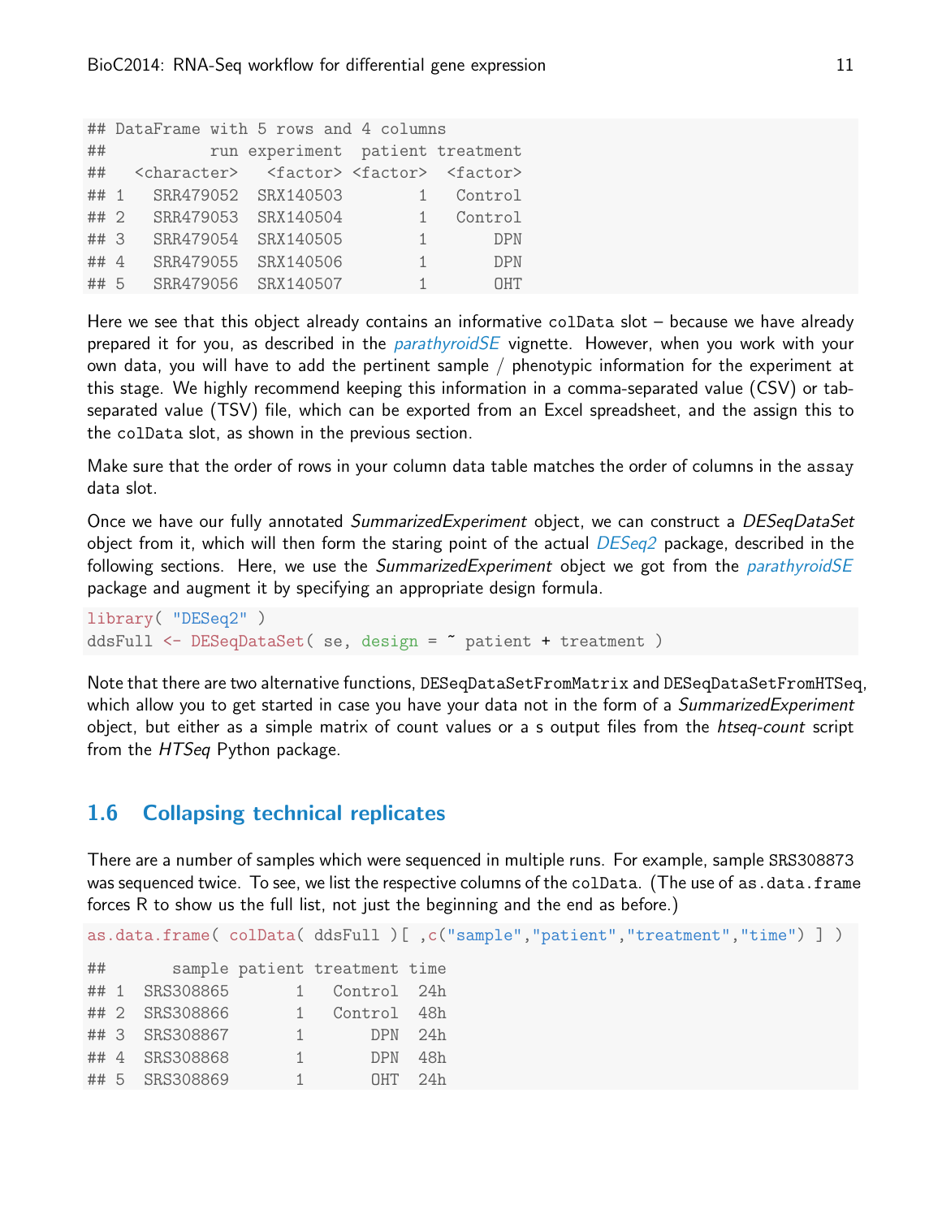```
## DataFrame with 5 rows and 4 columns
##           run experiment  patient treatment
##   <character>   <factor> <factor>  <factor>
## 1   SRR479052  SRX140503        1   Control
## 2   SRR479053  SRX140504        1   Control
## 3   SRR479054  SRX140505        1       DPN
## 4   SRR479055  SRX140506        1       DPN
## 5   SRR479056  SRX140507        1       OHT
```

Here we see that this object already contains an informative `colData` slot – because we have already prepared it for you, as described in the *parathyroidSE* vignette. However, when you work with your own data, you will have to add the pertinent sample / phenotypic information for the experiment at this stage. We highly recommend keeping this information in a comma-separated value (CSV) or tab-separated value (TSV) file, which can be exported from an Excel spreadsheet, and the assign this to the `colData` slot, as shown in the previous section.

Make sure that the order of rows in your column data table matches the order of columns in the `assay` data slot.

Once we have our fully annotated *SummarizedExperiment* object, we can construct a *DESeqDataSet* object from it, which will then form the staring point of the actual *DESeq2* package, described in the following sections. Here, we use the *SummarizedExperiment* object we got from the *parathyroidSE* package and augment it by specifying an appropriate design formula.

```
library( "DESeq2" )
ddsFull <- DESeqDataSet( se, design = ~ patient + treatment )
```

Note that there are two alternative functions, `DESeqDataSetFromMatrix` and `DESeqDataSetFromHTSeq`, which allow you to get started in case you have your data not in the form of a *SummarizedExperiment* object, but either as a simple matrix of count values or a s output files from the *htseq-count* script from the *HTSeq* Python package.

## 1.6 Collapsing technical replicates

There are a number of samples which were sequenced in multiple runs. For example, sample SRS308873 was sequenced twice. To see, we list the respective columns of the `colData`. (The use of `as.data.frame` forces R to show us the full list, not just the beginning and the end as before.)

```
as.data.frame( colData( ddsFull )[ ,c("sample","patient","treatment","time") ] )

##       sample patient treatment time
## 1  SRS308865       1   Control  24h
## 2  SRS308866       1   Control  48h
## 3  SRS308867       1       DPN  24h
## 4  SRS308868       1       DPN  48h
## 5  SRS308869       1       OHT  24h
```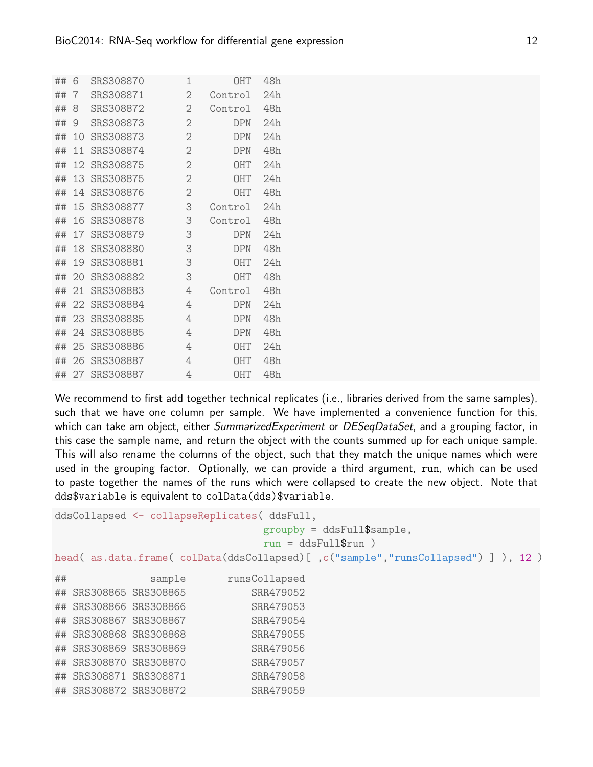```
## 6  SRS308870       1       OHT  48h
## 7  SRS308871       2   Control  24h
## 8  SRS308872       2   Control  48h
## 9  SRS308873       2       DPN  24h
## 10 SRS308873       2       DPN  24h
## 11 SRS308874       2       DPN  48h
## 12 SRS308875       2       OHT  24h
## 13 SRS308875       2       OHT  24h
## 14 SRS308876       2       OHT  48h
## 15 SRS308877       3   Control  24h
## 16 SRS308878       3   Control  48h
## 17 SRS308879       3       DPN  24h
## 18 SRS308880       3       DPN  48h
## 19 SRS308881       3       OHT  24h
## 20 SRS308882       3       OHT  48h
## 21 SRS308883       4   Control  48h
## 22 SRS308884       4       DPN  24h
## 23 SRS308885       4       DPN  48h
## 24 SRS308885       4       DPN  48h
## 25 SRS308886       4       OHT  24h
## 26 SRS308887       4       OHT  48h
## 27 SRS308887       4       OHT  48h
```

We recommend to first add together technical replicates (i.e., libraries derived from the same samples), such that we have one column per sample. We have implemented a convenience function for this, which can take am object, either *SummarizedExperiment* or *DESeqDataSet*, and a grouping factor, in this case the sample name, and return the object with the counts summed up for each unique sample. This will also rename the columns of the object, such that they match the unique names which were used in the grouping factor. Optionally, we can provide a third argument, `run`, which can be used to paste together the names of the runs which were collapsed to create the new object. Note that `dds$variable` is equivalent to `colData(dds)$variable`.

```
ddsCollapsed <- collapseReplicates( ddsFull,
                                   groupby = ddsFull$sample,
                                   run = ddsFull$run )
head( as.data.frame( colData(ddsCollapsed)[ ,c("sample","runsCollapsed") ] ), 12 )
```

```
##              sample      runsCollapsed
## SRS308865 SRS308865          SRR479052
## SRS308866 SRS308866          SRR479053
## SRS308867 SRS308867          SRR479054
## SRS308868 SRS308868          SRR479055
## SRS308869 SRS308869          SRR479056
## SRS308870 SRS308870          SRR479057
## SRS308871 SRS308871          SRR479058
## SRS308872 SRS308872          SRR479059
```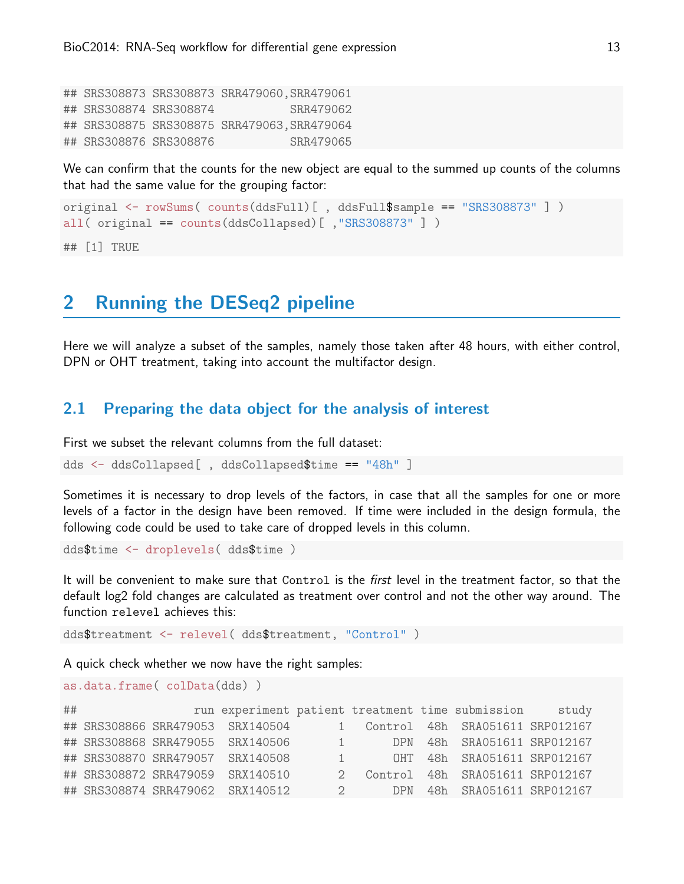```
## SRS308873 SRS308873 SRR479060,SRR479061
## SRS308874 SRS308874           SRR479062
## SRS308875 SRS308875 SRR479063,SRR479064
## SRS308876 SRS308876           SRR479065
```

We can confirm that the counts for the new object are equal to the summed up counts of the columns that had the same value for the grouping factor:

```
original <- rowSums( counts(ddsFull)[ , ddsFull$sample == "SRS308873" ] )
all( original == counts(ddsCollapsed)[ ,"SRS308873" ] )

## [1] TRUE
```

# 2 Running the DESeq2 pipeline

Here we will analyze a subset of the samples, namely those taken after 48 hours, with either control, DPN or OHT treatment, taking into account the multifactor design.

## 2.1 Preparing the data object for the analysis of interest

First we subset the relevant columns from the full dataset:

```
dds <- ddsCollapsed[ , ddsCollapsed$time == "48h" ]
```

Sometimes it is necessary to drop levels of the factors, in case that all the samples for one or more levels of a factor in the design have been removed. If time were included in the design formula, the following code could be used to take care of dropped levels in this column.

```
dds$time <- droplevels( dds$time )
```

It will be convenient to make sure that `Control` is the *first* level in the treatment factor, so that the default log2 fold changes are calculated as treatment over control and not the other way around. The function `relevel` achieves this:

```
dds$treatment <- relevel( dds$treatment, "Control" )
```

A quick check whether we now have the right samples:

```
as.data.frame( colData(dds) )

##                 run experiment patient treatment time submission     study
## SRS308866 SRR479053  SRX140504       1   Control  48h  SRA051611 SRP012167
## SRS308868 SRR479055  SRX140506       1       DPN  48h  SRA051611 SRP012167
## SRS308870 SRR479057  SRX140508       1       OHT  48h  SRA051611 SRP012167
## SRS308872 SRR479059  SRX140510       2   Control  48h  SRA051611 SRP012167
## SRS308874 SRR479062  SRX140512       2       DPN  48h  SRA051611 SRP012167
```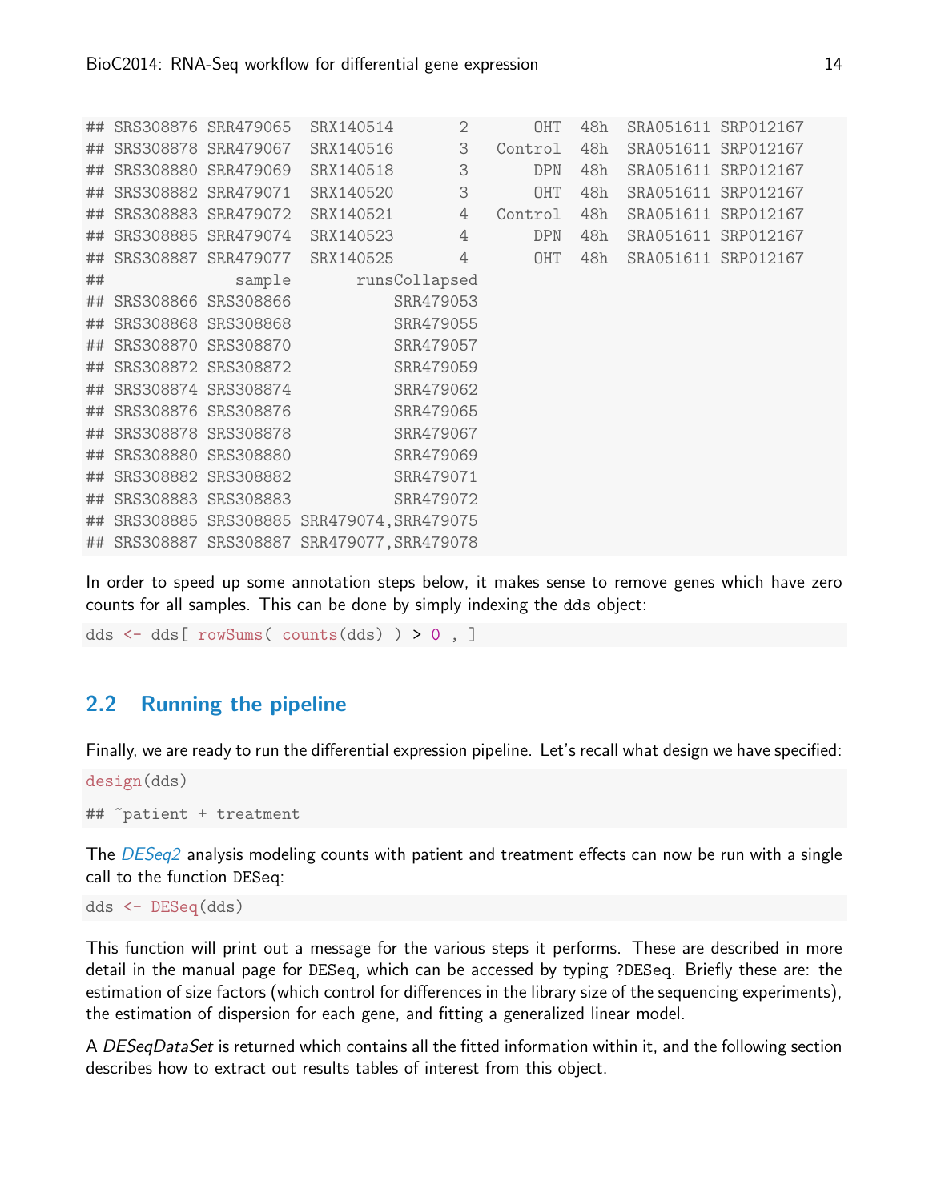```
## SRS308876 SRR479065  SRX140514       2       OHT  48h  SRA051611 SRP012167
## SRS308878 SRR479067  SRX140516       3   Control  48h  SRA051611 SRP012167
## SRS308880 SRR479069  SRX140518       3       DPN  48h  SRA051611 SRP012167
## SRS308882 SRR479071  SRX140520       3       OHT  48h  SRA051611 SRP012167
## SRS308883 SRR479072  SRX140521       4   Control  48h  SRA051611 SRP012167
## SRS308885 SRR479074  SRX140523       4       DPN  48h  SRA051611 SRP012167
## SRS308887 SRR479077  SRX140525       4       OHT  48h  SRA051611 SRP012167
##              sample       runsCollapsed
## SRS308866 SRS308866           SRR479053
## SRS308868 SRS308868           SRR479055
## SRS308870 SRS308870           SRR479057
## SRS308872 SRS308872           SRR479059
## SRS308874 SRS308874           SRR479062
## SRS308876 SRS308876           SRR479065
## SRS308878 SRS308878           SRR479067
## SRS308880 SRS308880           SRR479069
## SRS308882 SRS308882           SRR479071
## SRS308883 SRS308883           SRR479072
## SRS308885 SRS308885 SRR479074,SRR479075
## SRS308887 SRS308887 SRR479077,SRR479078
```

In order to speed up some annotation steps below, it makes sense to remove genes which have zero counts for all samples. This can be done by simply indexing the dds object:

```
dds <- dds[ rowSums( counts(dds) ) > 0 , ]
```

## 2.2 Running the pipeline

Finally, we are ready to run the differential expression pipeline. Let's recall what design we have specified:

```
design(dds)

## ~patient + treatment
```

The *DESeq2* analysis modeling counts with patient and treatment effects can now be run with a single call to the function DESeq:

```
dds <- DESeq(dds)
```

This function will print out a message for the various steps it performs. These are described in more detail in the manual page for DESeq, which can be accessed by typing ?DESeq. Briefly these are: the estimation of size factors (which control for differences in the library size of the sequencing experiments), the estimation of dispersion for each gene, and fitting a generalized linear model.

A *DESeqDataSet* is returned which contains all the fitted information within it, and the following section describes how to extract out results tables of interest from this object.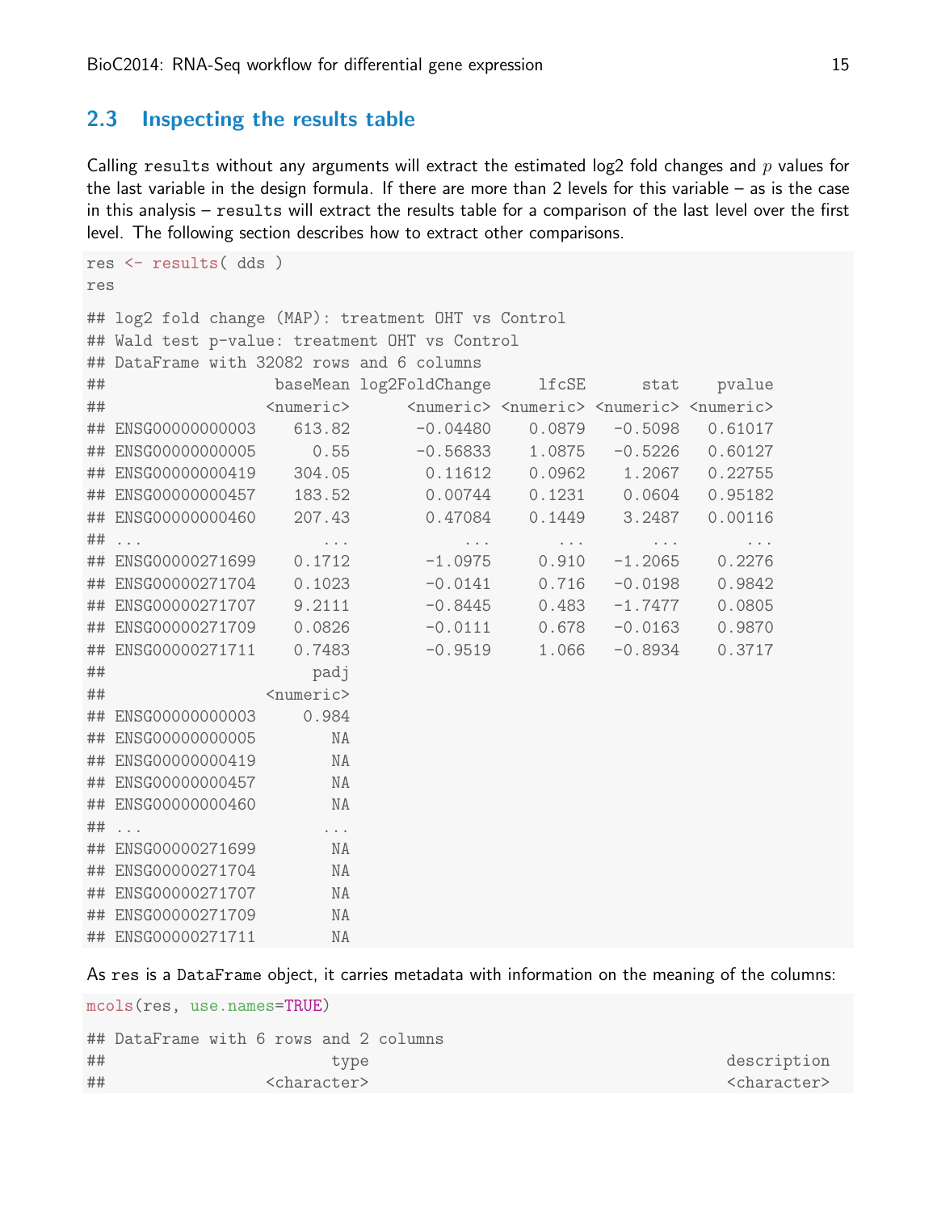## 2.3 Inspecting the results table

Calling `results` without any arguments will extract the estimated log2 fold changes and $p$ values for the last variable in the design formula. If there are more than 2 levels for this variable – as is the case in this analysis – `results` will extract the results table for a comparison of the last level over the first level. The following section describes how to extract other comparisons.

```
res <- results( dds )
res

## log2 fold change (MAP): treatment OHT vs Control
## Wald test p-value: treatment OHT vs Control
## DataFrame with 32082 rows and 6 columns
##                  baseMean log2FoldChange     lfcSE      stat    pvalue
##                 <numeric>      <numeric> <numeric> <numeric> <numeric>
## ENSG00000000003    613.82       -0.04480    0.0879   -0.5098   0.61017
## ENSG00000000005      0.55       -0.56833    1.0875   -0.5226   0.60127
## ENSG00000000419    304.05        0.11612    0.0962    1.2067   0.22755
## ENSG00000000457    183.52        0.00744    0.1231    0.0604   0.95182
## ENSG00000000460    207.43        0.47084    0.1449    3.2487   0.00116
## ...                   ...            ...       ...       ...       ...
## ENSG00000271699    0.1712        -1.0975     0.910   -1.2065    0.2276
## ENSG00000271704    0.1023        -0.0141     0.716   -0.0198    0.9842
## ENSG00000271707    9.2111        -0.8445     0.483   -1.7477    0.0805
## ENSG00000271709    0.0826        -0.0111     0.678   -0.0163    0.9870
## ENSG00000271711    0.7483        -0.9519     1.066   -0.8934    0.3717
##                      padj
##                 <numeric>
## ENSG00000000003     0.984
## ENSG00000000005        NA
## ENSG00000000419        NA
## ENSG00000000457        NA
## ENSG00000000460        NA
## ...                   ...
## ENSG00000271699        NA
## ENSG00000271704        NA
## ENSG00000271707        NA
## ENSG00000271709        NA
## ENSG00000271711        NA
```

As `res` is a `DataFrame` object, it carries metadata with information on the meaning of the columns:

```
mcols(res, use.names=TRUE)

## DataFrame with 6 rows and 2 columns
##                        type                                                       description
##                 <character>                                                       <character>
```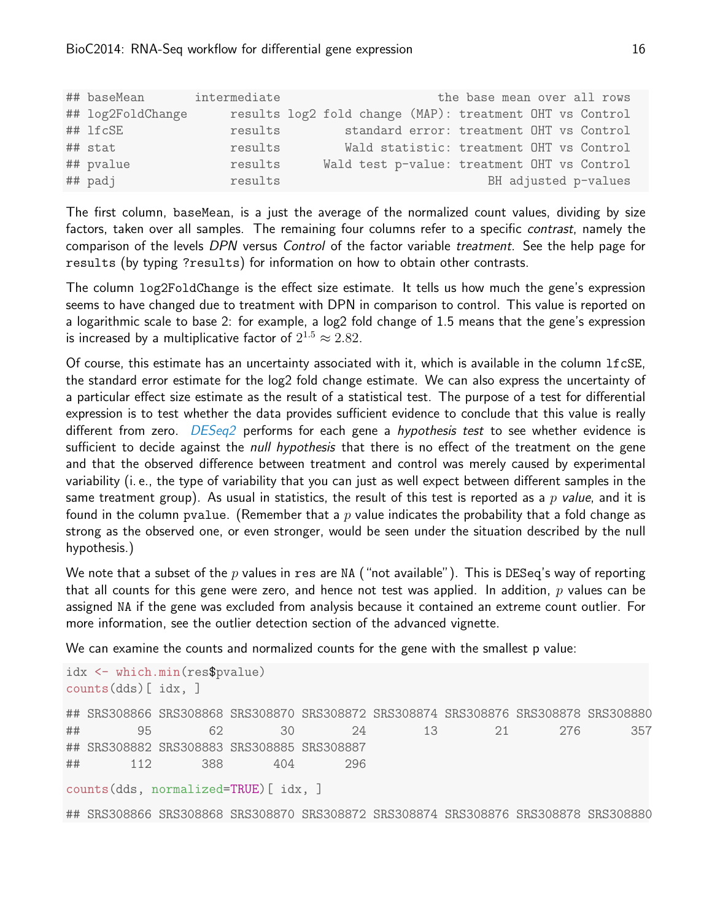```
## baseMean       intermediate                       the base mean over all rows
## log2FoldChange      results log2 fold change (MAP): treatment OHT vs Control
## lfcSE               results         standard error: treatment OHT vs Control
## stat                results         Wald statistic: treatment OHT vs Control
## pvalue              results      Wald test p-value: treatment OHT vs Control
## padj                results                              BH adjusted p-values
```

The first column, `baseMean`, is a just the average of the normalized count values, dividing by size factors, taken over all samples. The remaining four columns refer to a specific *contrast*, namely the comparison of the levels *DPN* versus *Control* of the factor variable *treatment*. See the help page for `results` (by typing `?results`) for information on how to obtain other contrasts.

The column `log2FoldChange` is the effect size estimate. It tells us how much the gene's expression seems to have changed due to treatment with DPN in comparison to control. This value is reported on a logarithmic scale to base 2: for example, a log2 fold change of 1.5 means that the gene's expression is increased by a multiplicative factor of $2^{1.5} \approx 2.82$.

Of course, this estimate has an uncertainty associated with it, which is available in the column `lfcSE`, the standard error estimate for the log2 fold change estimate. We can also express the uncertainty of a particular effect size estimate as the result of a statistical test. The purpose of a test for differential expression is to test whether the data provides sufficient evidence to conclude that this value is really different from zero. *DESeq2* performs for each gene a *hypothesis test* to see whether evidence is sufficient to decide against the *null hypothesis* that there is no effect of the treatment on the gene and that the observed difference between treatment and control was merely caused by experimental variability (i. e., the type of variability that you can just as well expect between different samples in the same treatment group). As usual in statistics, the result of this test is reported as a $p$ *value*, and it is found in the column `pvalue`. (Remember that a $p$ value indicates the probability that a fold change as strong as the observed one, or even stronger, would be seen under the situation described by the null hypothesis.)

We note that a subset of the $p$ values in `res` are `NA` ("not available"). This is `DESeq`'s way of reporting that all counts for this gene were zero, and hence not test was applied. In addition, $p$ values can be assigned `NA` if the gene was excluded from analysis because it contained an extreme count outlier. For more information, see the outlier detection section of the advanced vignette.

We can examine the counts and normalized counts for the gene with the smallest p value:

```
idx <- which.min(res$pvalue)
counts(dds)[ idx, ]

## SRS308866 SRS308868 SRS308870 SRS308872 SRS308874 SRS308876 SRS308878 SRS308880
##        95        62        30        24        13        21       276       357
## SRS308882 SRS308883 SRS308885 SRS308887
##       112       388       404       296

counts(dds, normalized=TRUE)[ idx, ]

## SRS308866 SRS308868 SRS308870 SRS308872 SRS308874 SRS308876 SRS308878 SRS308880
```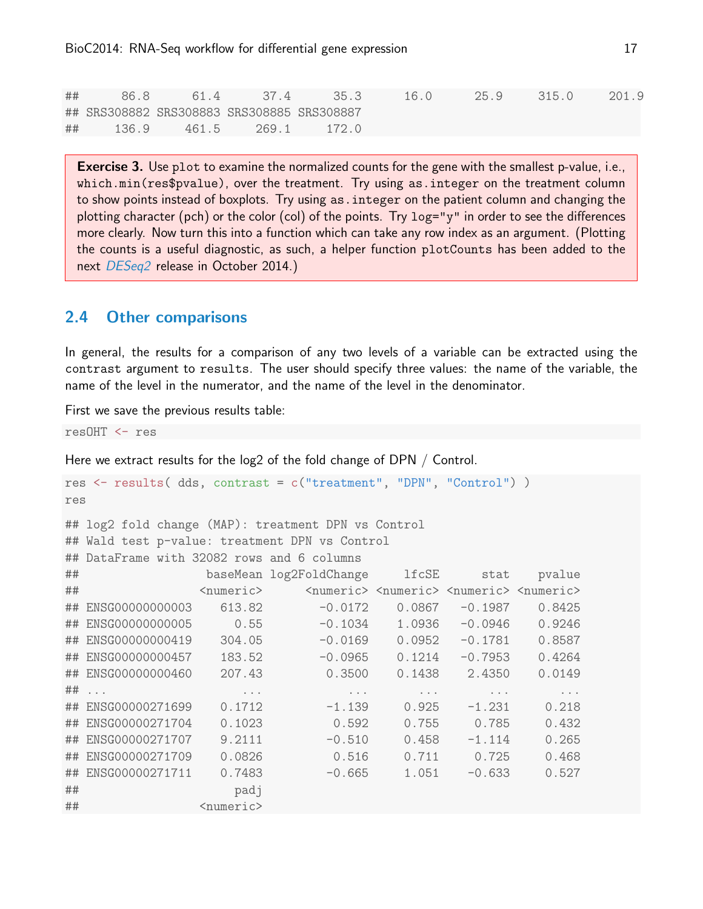```
##      86.8      61.4      37.4      35.3      16.0      25.9     315.0     201.9
## SRS308882 SRS308883 SRS308885 SRS308887
##     136.9     461.5     269.1     172.0
```

**Exercise 3.** Use `plot` to examine the normalized counts for the gene with the smallest p-value, i.e., `which.min(res$pvalue)`, over the treatment. Try using `as.integer` on the treatment column to show points instead of boxplots. Try using `as.integer` on the patient column and changing the plotting character (pch) or the color (col) of the points. Try `log="y"` in order to see the differences more clearly. Now turn this into a function which can take any row index as an argument. (Plotting the counts is a useful diagnostic, as such, a helper function `plotCounts` has been added to the next *DESeq2* release in October 2014.)

## 2.4 Other comparisons

In general, the results for a comparison of any two levels of a variable can be extracted using the `contrast` argument to `results`. The user should specify three values: the name of the variable, the name of the level in the numerator, and the name of the level in the denominator.

First we save the previous results table:

```
resOHT <- res
```

Here we extract results for the log2 of the fold change of DPN / Control.

```
res <- results( dds, contrast = c("treatment", "DPN", "Control") )
res

## log2 fold change (MAP): treatment DPN vs Control
## Wald test p-value: treatment DPN vs Control
## DataFrame with 32082 rows and 6 columns
##                  baseMean log2FoldChange     lfcSE      stat    pvalue
##                 <numeric>      <numeric> <numeric> <numeric> <numeric>
## ENSG00000000003    613.82        -0.0172    0.0867   -0.1987    0.8425
## ENSG00000000005      0.55        -0.1034    1.0936   -0.0946    0.9246
## ENSG00000000419    304.05        -0.0169    0.0952   -0.1781    0.8587
## ENSG00000000457    183.52        -0.0965    0.1214   -0.7953    0.4264
## ENSG00000000460    207.43         0.3500    0.1438    2.4350    0.0149
## ...                   ...            ...       ...       ...       ...
## ENSG00000271699    0.1712         -1.139     0.925    -1.231     0.218
## ENSG00000271704    0.1023          0.592     0.755     0.785     0.432
## ENSG00000271707    9.2111         -0.510     0.458    -1.114     0.265
## ENSG00000271709    0.0826          0.516     0.711     0.725     0.468
## ENSG00000271711    0.7483         -0.665     1.051    -0.633     0.527
##                      padj
##                 <numeric>
```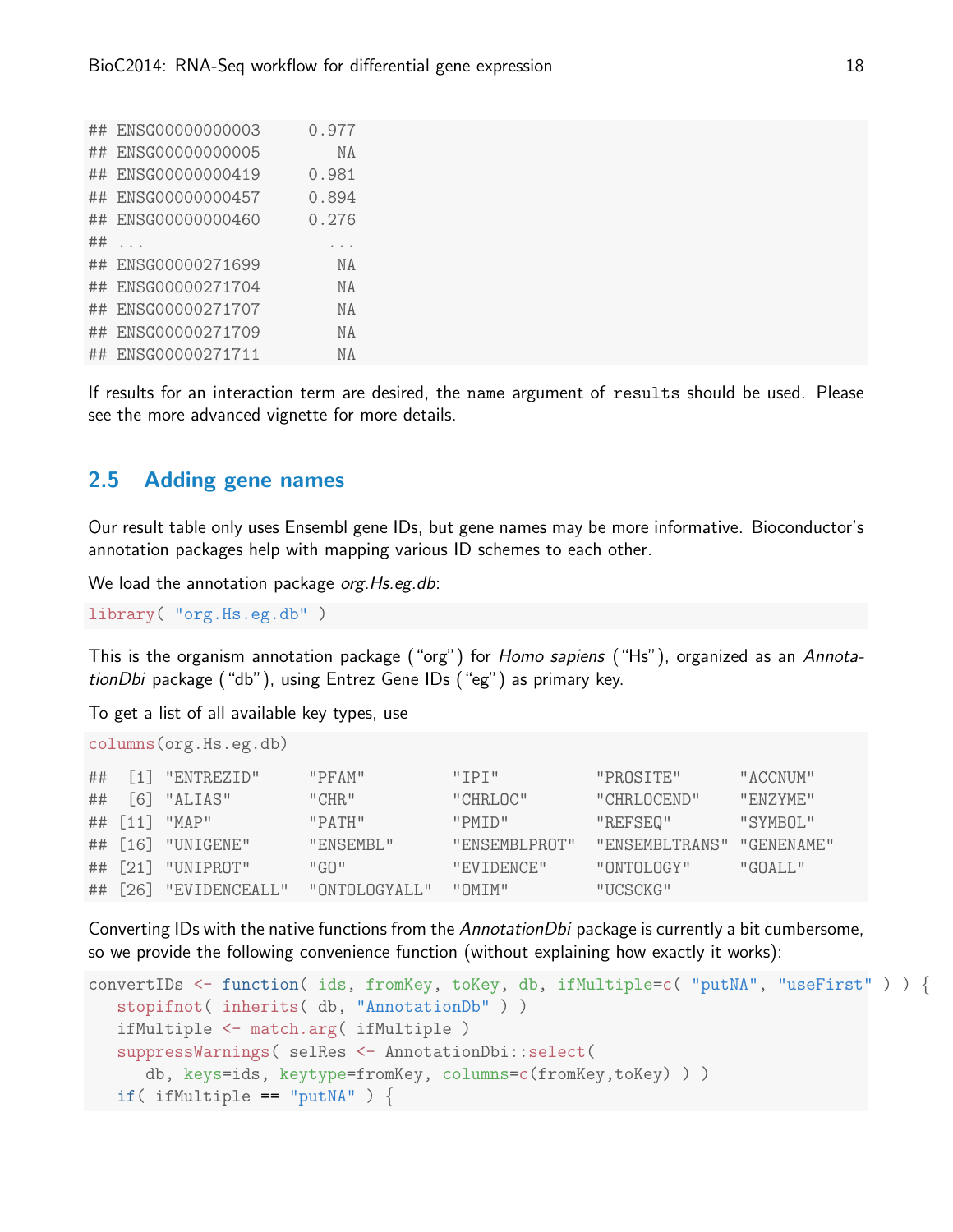```
## ENSG00000000003     0.977
## ENSG00000000005        NA
## ENSG00000000419     0.981
## ENSG00000000457     0.894
## ENSG00000000460     0.276
## ...                   ...
## ENSG00000271699        NA
## ENSG00000271704        NA
## ENSG00000271707        NA
## ENSG00000271709        NA
## ENSG00000271711        NA
```

If results for an interaction term are desired, the `name` argument of `results` should be used. Please see the more advanced vignette for more details.

## 2.5 Adding gene names

Our result table only uses Ensembl gene IDs, but gene names may be more informative. Bioconductor's annotation packages help with mapping various ID schemes to each other.

We load the annotation package *org.Hs.eg.db*:

```
library( "org.Hs.eg.db" )
```

This is the organism annotation package ("org") for *Homo sapiens* ("Hs"), organized as an *AnnotationDbi* package ("db"), using Entrez Gene IDs ("eg") as primary key.

To get a list of all available key types, use

```
columns(org.Hs.eg.db)

##  [1] "ENTREZID"     "PFAM"         "IPI"          "PROSITE"      "ACCNUM"
##  [6] "ALIAS"        "CHR"          "CHRLOC"       "CHRLOCEND"    "ENZYME"
## [11] "MAP"          "PATH"         "PMID"         "REFSEQ"       "SYMBOL"
## [16] "UNIGENE"      "ENSEMBL"      "ENSEMBLPROT"  "ENSEMBLTRANS" "GENENAME"
## [21] "UNIPROT"      "GO"           "EVIDENCE"     "ONTOLOGY"     "GOALL"
## [26] "EVIDENCEALL"  "ONTOLOGYALL"  "OMIM"         "UCSCKG"
```

Converting IDs with the native functions from the *AnnotationDbi* package is currently a bit cumbersome, so we provide the following convenience function (without explaining how exactly it works):

```
convertIDs <- function( ids, fromKey, toKey, db, ifMultiple=c( "putNA", "useFirst" ) ) {
   stopifnot( inherits( db, "AnnotationDb" ) )
   ifMultiple <- match.arg( ifMultiple )
   suppressWarnings( selRes <- AnnotationDbi::select(
      db, keys=ids, keytype=fromKey, columns=c(fromKey,toKey) ) )
   if( ifMultiple == "putNA" ) {
```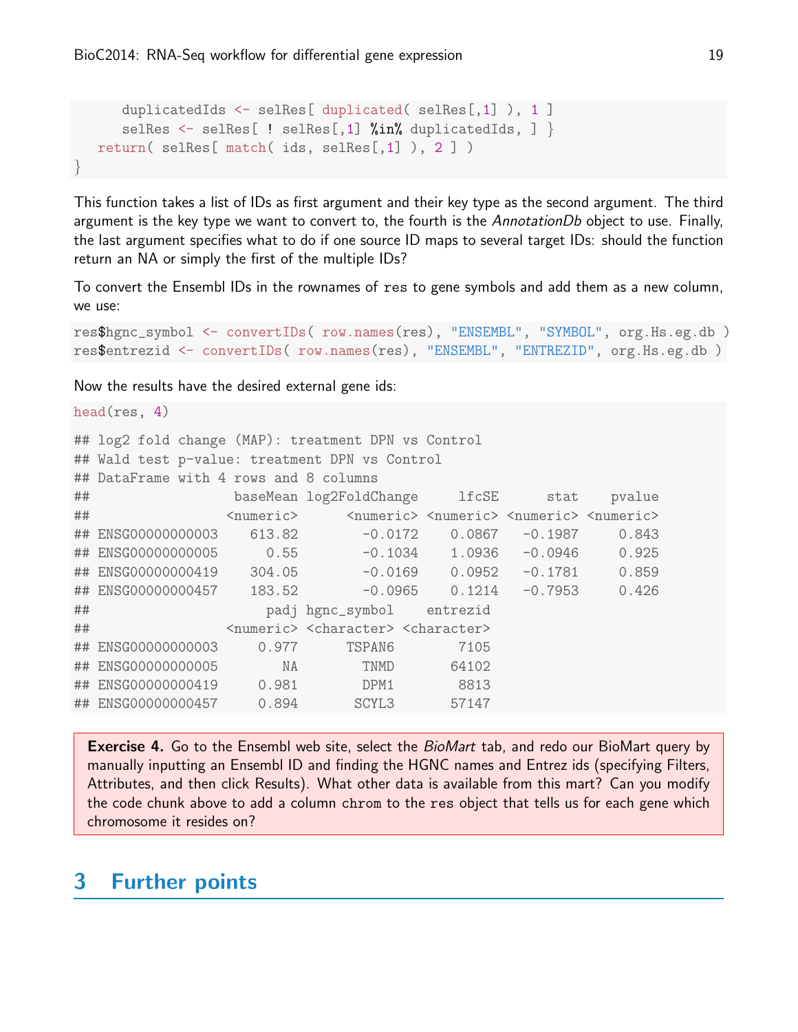```
    duplicatedIds <- selRes[ duplicated( selRes[,1] ), 1 ]
    selRes <- selRes[ ! selRes[,1] %in% duplicatedIds, ] }
  return( selRes[ match( ids, selRes[,1] ), 2 ] )
}
```

This function takes a list of IDs as first argument and their key type as the second argument. The third argument is the key type we want to convert to, the fourth is the *AnnotationDb* object to use. Finally, the last argument specifies what to do if one source ID maps to several target IDs: should the function return an NA or simply the first of the multiple IDs?

To convert the Ensembl IDs in the rownames of `res` to gene symbols and add them as a new column, we use:

```
res$hgnc_symbol <- convertIDs( row.names(res), "ENSEMBL", "SYMBOL", org.Hs.eg.db )
res$entrezid <- convertIDs( row.names(res), "ENSEMBL", "ENTREZID", org.Hs.eg.db )
```

Now the results have the desired external gene ids:

```
head(res, 4)

## log2 fold change (MAP): treatment DPN vs Control
## Wald test p-value: treatment DPN vs Control
## DataFrame with 4 rows and 8 columns
##                  baseMean log2FoldChange     lfcSE      stat    pvalue
##                 <numeric>      <numeric> <numeric> <numeric> <numeric>
## ENSG00000000003    613.82        -0.0172    0.0867   -0.1987     0.843
## ENSG00000000005      0.55        -0.1034    1.0936   -0.0946     0.925
## ENSG00000000419    304.05        -0.0169    0.0952   -0.1781     0.859
## ENSG00000000457    183.52        -0.0965    0.1214   -0.7953     0.426
##                      padj hgnc_symbol    entrezid
##                 <numeric> <character> <character>
## ENSG00000000003     0.977      TSPAN6        7105
## ENSG00000000005        NA        TNMD       64102
## ENSG00000000419     0.981        DPM1        8813
## ENSG00000000457     0.894       SCYL3       57147
```

> **Exercise 4.** Go to the Ensembl web site, select the *BioMart* tab, and redo our BioMart query by manually inputting an Ensembl ID and finding the HGNC names and Entrez ids (specifying Filters, Attributes, and then click Results). What other data is available from this mart? Can you modify the code chunk above to add a column `chrom` to the `res` object that tells us for each gene which chromosome it resides on?

## 3 Further points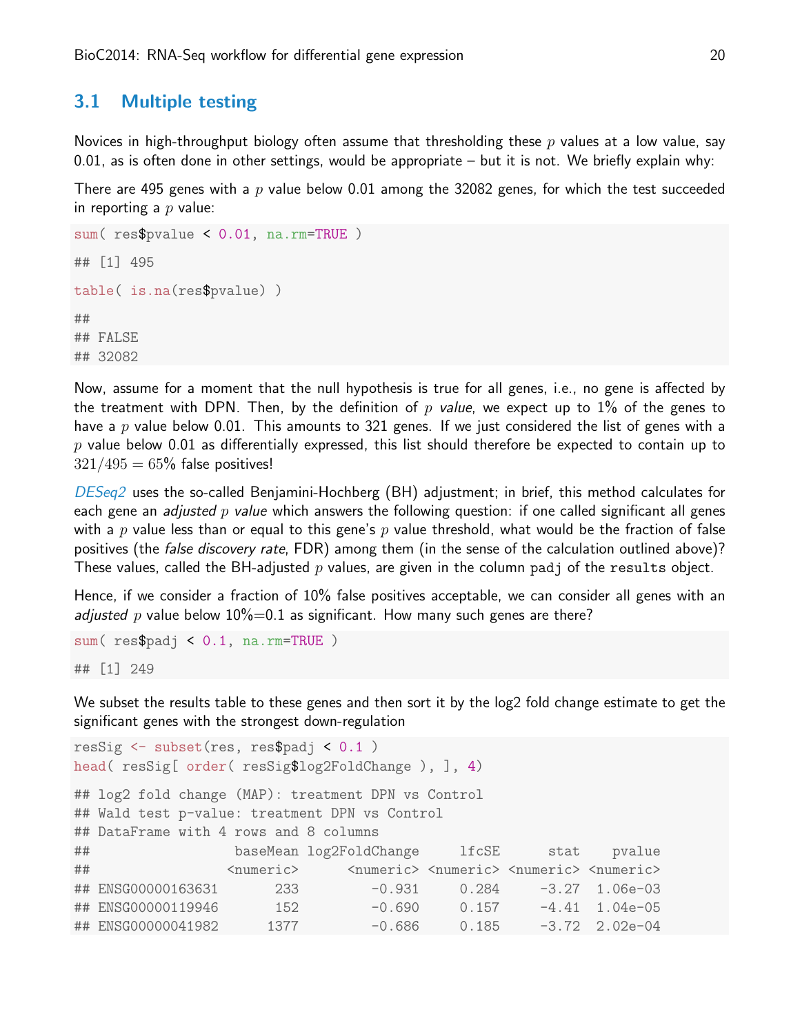## 3.1 Multiple testing

Novices in high-throughput biology often assume that thresholding these $p$ values at a low value, say 0.01, as is often done in other settings, would be appropriate – but it is not. We briefly explain why:

There are 495 genes with a $p$ value below 0.01 among the 32082 genes, for which the test succeeded in reporting a $p$ value:

```
sum( res$pvalue < 0.01, na.rm=TRUE )

## [1] 495

table( is.na(res$pvalue) )

##
## FALSE
## 32082
```

Now, assume for a moment that the null hypothesis is true for all genes, i.e., no gene is affected by the treatment with DPN. Then, by the definition of *$p$ value*, we expect up to 1% of the genes to have a $p$ value below 0.01. This amounts to 321 genes. If we just considered the list of genes with a $p$ value below 0.01 as differentially expressed, this list should therefore be expected to contain up to $321/495 = 65\%$ false positives!

*DESeq2* uses the so-called Benjamini-Hochberg (BH) adjustment; in brief, this method calculates for each gene an *adjusted $p$ value* which answers the following question: if one called significant all genes with a $p$ value less than or equal to this gene's $p$ value threshold, what would be the fraction of false positives (the *false discovery rate*, FDR) among them (in the sense of the calculation outlined above)? These values, called the BH-adjusted $p$ values, are given in the column `padj` of the `results` object.

Hence, if we consider a fraction of 10% false positives acceptable, we can consider all genes with an *adjusted $p$* value below 10%=0.1 as significant. How many such genes are there?

```
sum( res$padj < 0.1, na.rm=TRUE )

## [1] 249
```

We subset the results table to these genes and then sort it by the log2 fold change estimate to get the significant genes with the strongest down-regulation

```
resSig <- subset(res, res$padj < 0.1 )
head( resSig[ order( resSig$log2FoldChange ), ], 4)

## log2 fold change (MAP): treatment DPN vs Control
## Wald test p-value: treatment DPN vs Control
## DataFrame with 4 rows and 8 columns
##                  baseMean log2FoldChange     lfcSE      stat    pvalue
##                 <numeric>      <numeric> <numeric> <numeric> <numeric>
## ENSG00000163631       233         -0.931     0.284     -3.27  1.06e-03
## ENSG00000119946       152         -0.690     0.157     -4.41  1.04e-05
## ENSG00000041982      1377         -0.686     0.185     -3.72  2.02e-04
```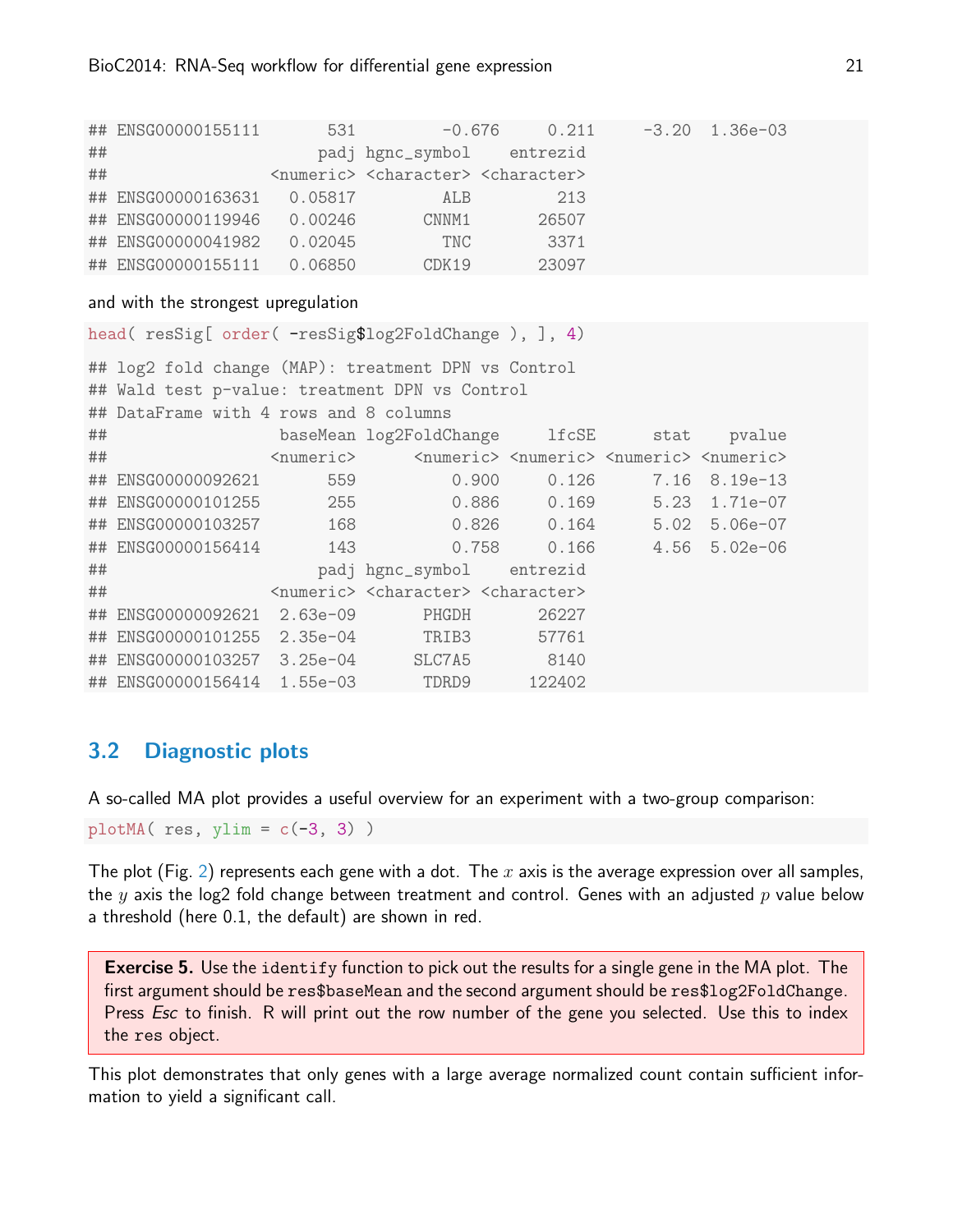```
## ENSG00000155111       531         -0.676     0.211     -3.20  1.36e-03
##                        padj hgnc_symbol    entrezid
##                   <numeric> <character> <character>
## ENSG00000163631   0.05817         ALB         213
## ENSG00000119946   0.00246       CNNM1       26507
## ENSG00000041982   0.02045         TNC        3371
## ENSG00000155111   0.06850       CDK19       23097
```

and with the strongest upregulation

```
head( resSig[ order( -resSig$log2FoldChange ), ], 4)
```

```
## log2 fold change (MAP): treatment DPN vs Control
## Wald test p-value: treatment DPN vs Control
## DataFrame with 4 rows and 8 columns
##                    baseMean log2FoldChange     lfcSE      stat    pvalue
##                   <numeric>      <numeric> <numeric> <numeric> <numeric>
## ENSG00000092621       559          0.900     0.126      7.16  8.19e-13
## ENSG00000101255       255          0.886     0.169      5.23  1.71e-07
## ENSG00000103257       168          0.826     0.164      5.02  5.06e-07
## ENSG00000156414       143          0.758     0.166      4.56  5.02e-06
##                        padj hgnc_symbol    entrezid
##                   <numeric> <character> <character>
## ENSG00000092621  2.63e-09       PHGDH       26227
## ENSG00000101255  2.35e-04       TRIB3       57761
## ENSG00000103257  3.25e-04      SLC7A5        8140
## ENSG00000156414  1.55e-03       TDRD9      122402
```

## 3.2 Diagnostic plots

A so-called MA plot provides a useful overview for an experiment with a two-group comparison:

```
plotMA( res, ylim = c(-3, 3) )
```

The plot (Fig. 2) represents each gene with a dot. The $x$ axis is the average expression over all samples, the $y$ axis the log2 fold change between treatment and control. Genes with an adjusted $p$ value below a threshold (here 0.1, the default) are shown in red.

> **Exercise 5.** Use the `identify` function to pick out the results for a single gene in the MA plot. The first argument should be `res$baseMean` and the second argument should be `res$log2FoldChange`. Press *Esc* to finish. R will print out the row number of the gene you selected. Use this to index the `res` object.

This plot demonstrates that only genes with a large average normalized count contain sufficient information to yield a significant call.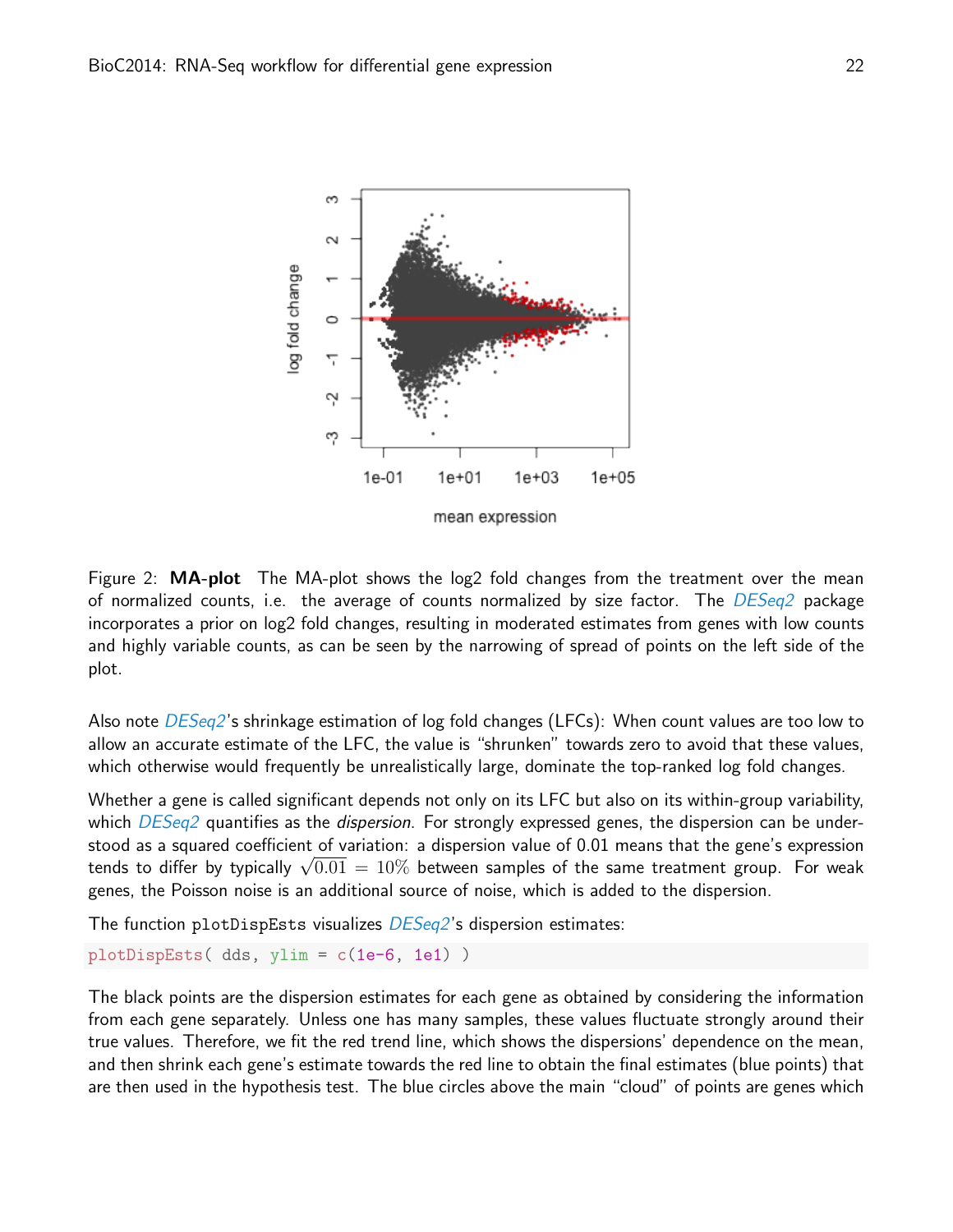Figure 2: **MA-plot** The MA-plot shows the log2 fold changes from the treatment over the mean of normalized counts, i.e. the average of counts normalized by size factor. The *DESeq2* package incorporates a prior on log2 fold changes, resulting in moderated estimates from genes with low counts and highly variable counts, as can be seen by the narrowing of spread of points on the left side of the plot.

Also note *DESeq2*'s shrinkage estimation of log fold changes (LFCs): When count values are too low to allow an accurate estimate of the LFC, the value is "shrunken" towards zero to avoid that these values, which otherwise would frequently be unrealistically large, dominate the top-ranked log fold changes.

Whether a gene is called significant depends not only on its LFC but also on its within-group variability, which *DESeq2* quantifies as the *dispersion*. For strongly expressed genes, the dispersion can be understood as a squared coefficient of variation: a dispersion value of 0.01 means that the gene's expression tends to differ by typically $\sqrt{0.01} = 10\%$ between samples of the same treatment group. For weak genes, the Poisson noise is an additional source of noise, which is added to the dispersion.

The function `plotDispEsts` visualizes *DESeq2*'s dispersion estimates:

```
plotDispEsts( dds, ylim = c(1e-6, 1e1) )
```

The black points are the dispersion estimates for each gene as obtained by considering the information from each gene separately. Unless one has many samples, these values fluctuate strongly around their true values. Therefore, we fit the red trend line, which shows the dispersions' dependence on the mean, and then shrink each gene's estimate towards the red line to obtain the final estimates (blue points) that are then used in the hypothesis test. The blue circles above the main "cloud" of points are genes which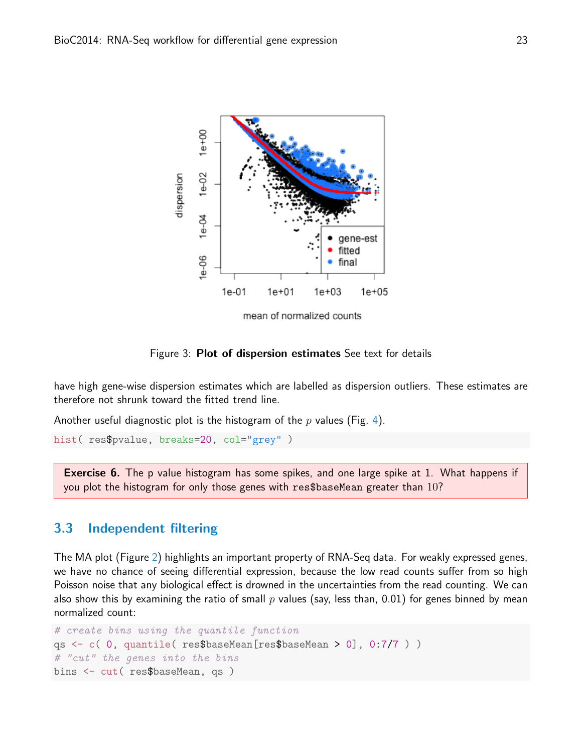Figure 3: **Plot of dispersion estimates** See text for details

have high gene-wise dispersion estimates which are labelled as dispersion outliers. These estimates are therefore not shrunk toward the fitted trend line.

Another useful diagnostic plot is the histogram of the $p$ values (Fig. 4).

```
hist( res$pvalue, breaks=20, col="grey" )
```

> **Exercise 6.** The p value histogram has some spikes, and one large spike at 1. What happens if you plot the histogram for only those genes with `res$baseMean` greater than $10$?

## 3.3 Independent filtering

The MA plot (Figure 2) highlights an important property of RNA-Seq data. For weakly expressed genes, we have no chance of seeing differential expression, because the low read counts suffer from so high Poisson noise that any biological effect is drowned in the uncertainties from the read counting. We can also show this by examining the ratio of small $p$ values (say, less than, 0.01) for genes binned by mean normalized count:

```
# create bins using the quantile function
qs <- c( 0, quantile( res$baseMean[res$baseMean > 0], 0:7/7 ) )
# "cut" the genes into the bins
bins <- cut( res$baseMean, qs )
```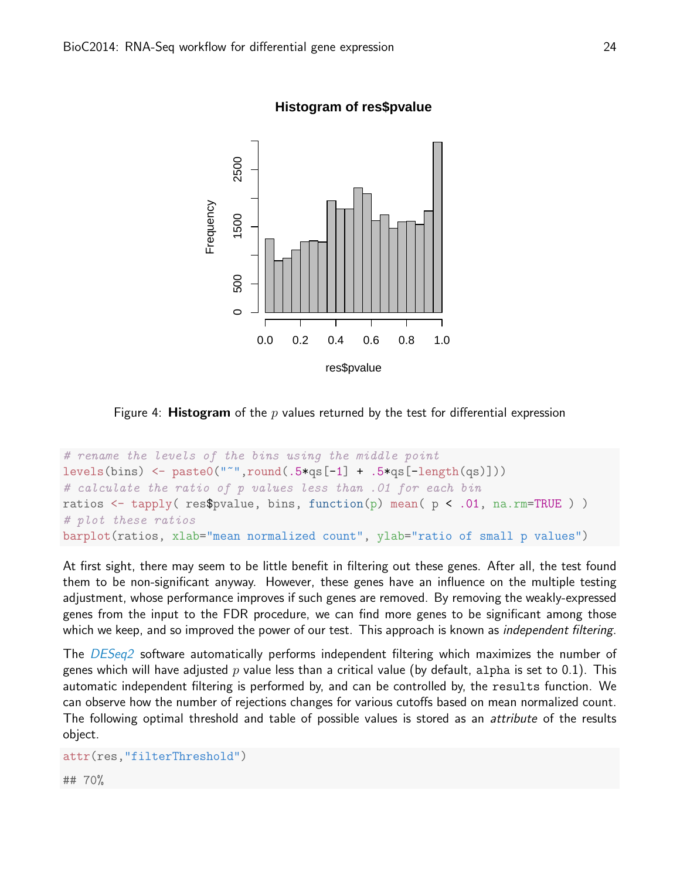Figure 4: **Histogram** of the $p$ values returned by the test for differential expression

```
# rename the levels of the bins using the middle point
levels(bins) <- paste0("~",round(.5*qs[-1] + .5*qs[-length(qs)]))
# calculate the ratio of p values less than .01 for each bin
ratios <- tapply( res$pvalue, bins, function(p) mean( p < .01, na.rm=TRUE ) )
# plot these ratios
barplot(ratios, xlab="mean normalized count", ylab="ratio of small p values")
```

At first sight, there may seem to be little benefit in filtering out these genes. After all, the test found them to be non-significant anyway. However, these genes have an influence on the multiple testing adjustment, whose performance improves if such genes are removed. By removing the weakly-expressed genes from the input to the FDR procedure, we can find more genes to be significant among those which we keep, and so improved the power of our test. This approach is known as *independent filtering*.

The *DESeq2* software automatically performs independent filtering which maximizes the number of genes which will have adjusted $p$ value less than a critical value (by default, `alpha` is set to 0.1). This automatic independent filtering is performed by, and can be controlled by, the `results` function. We can observe how the number of rejections changes for various cutoffs based on mean normalized count. The following optimal threshold and table of possible values is stored as an *attribute* of the results object.

```
attr(res,"filterThreshold")

## 70%
```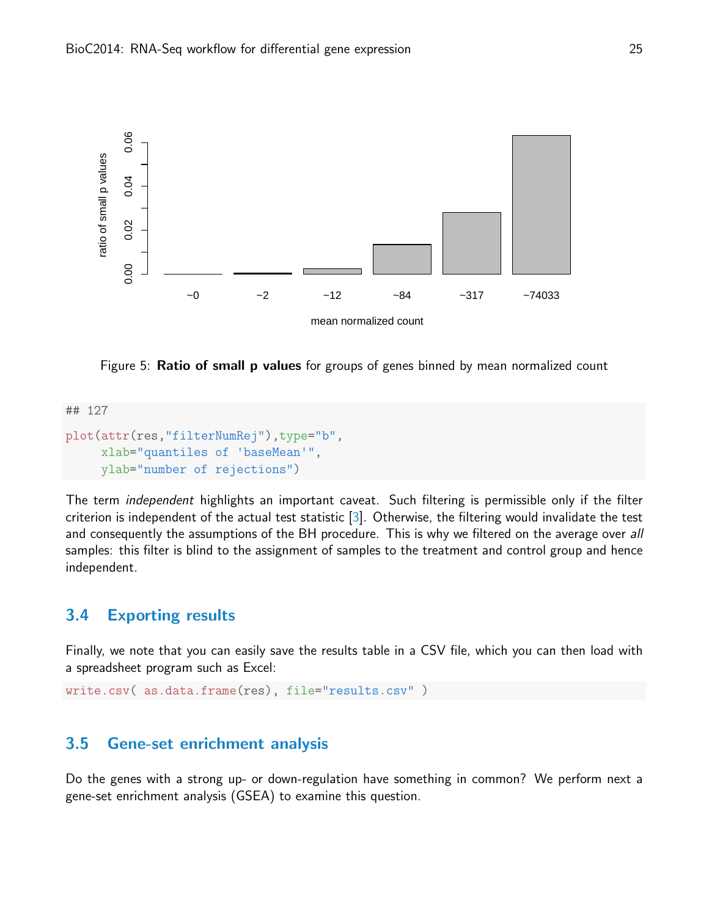Figure 5: **Ratio of small p values** for groups of genes binned by mean normalized count

```
## 127
```

```
plot(attr(res,"filterNumRej"),type="b",
     xlab="quantiles of 'baseMean'",
     ylab="number of rejections")
```

The term *independent* highlights an important caveat. Such filtering is permissible only if the filter criterion is independent of the actual test statistic [3]. Otherwise, the filtering would invalidate the test and consequently the assumptions of the BH procedure. This is why we filtered on the average over *all* samples: this filter is blind to the assignment of samples to the treatment and control group and hence independent.

## 3.4 Exporting results

Finally, we note that you can easily save the results table in a CSV file, which you can then load with a spreadsheet program such as Excel:

```
write.csv( as.data.frame(res), file="results.csv" )
```

## 3.5 Gene-set enrichment analysis

Do the genes with a strong up- or down-regulation have something in common? We perform next a gene-set enrichment analysis (GSEA) to examine this question.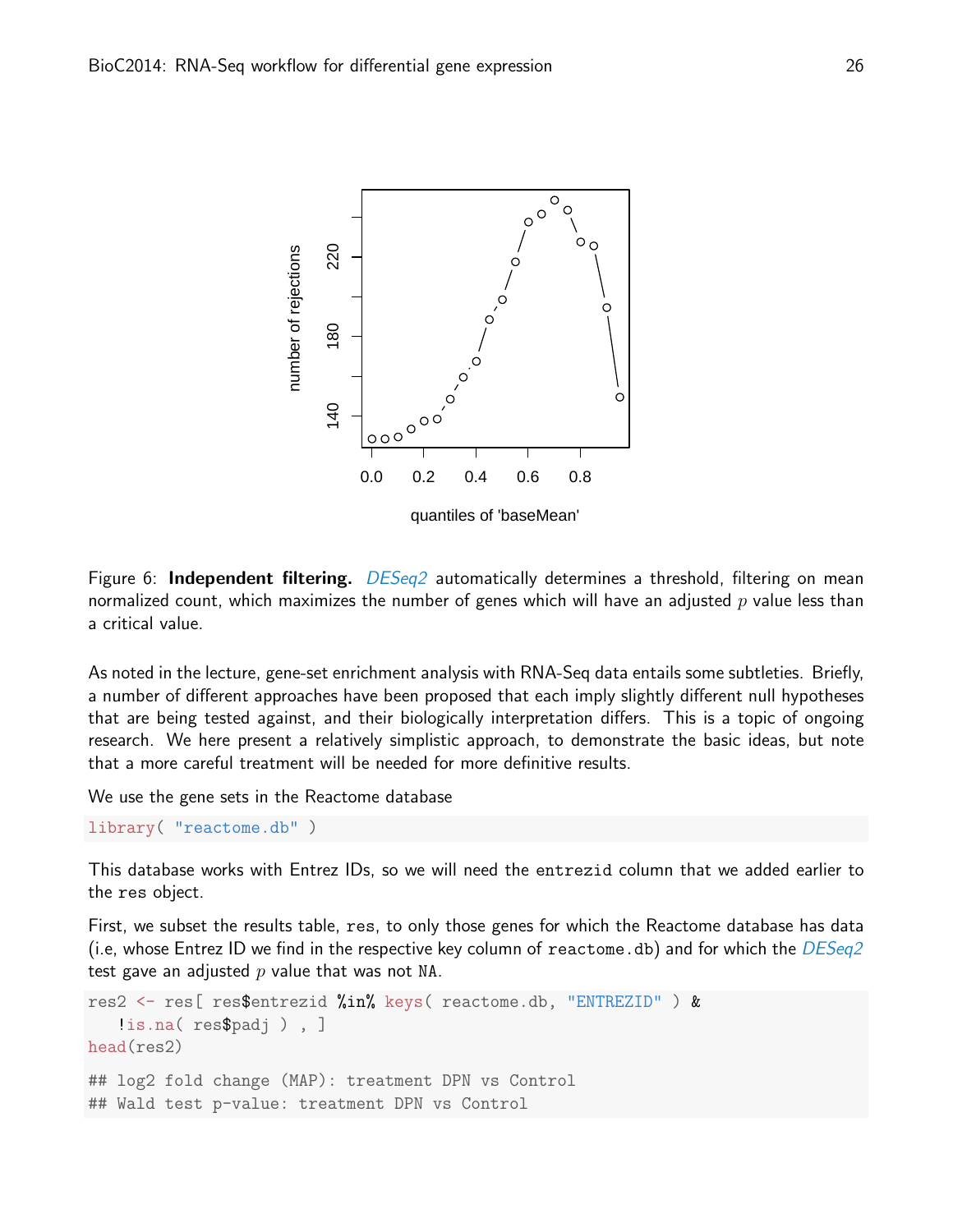Figure 6: **Independent filtering.** *DESeq2* automatically determines a threshold, filtering on mean normalized count, which maximizes the number of genes which will have an adjusted $p$ value less than a critical value.

As noted in the lecture, gene-set enrichment analysis with RNA-Seq data entails some subtleties. Briefly, a number of different approaches have been proposed that each imply slightly different null hypotheses that are being tested against, and their biologically interpretation differs. This is a topic of ongoing research. We here present a relatively simplistic approach, to demonstrate the basic ideas, but note that a more careful treatment will be needed for more definitive results.

We use the gene sets in the Reactome database

```
library( "reactome.db" )
```

This database works with Entrez IDs, so we will need the `entrezid` column that we added earlier to the `res` object.

First, we subset the results table, `res`, to only those genes for which the Reactome database has data (i.e, whose Entrez ID we find in the respective key column of `reactome.db`) and for which the *DESeq2* test gave an adjusted $p$ value that was not `NA`.

```
res2 <- res[ res$entrezid %in% keys( reactome.db, "ENTREZID" ) &
   !is.na( res$padj ) , ]
head(res2)

## log2 fold change (MAP): treatment DPN vs Control
## Wald test p-value: treatment DPN vs Control
```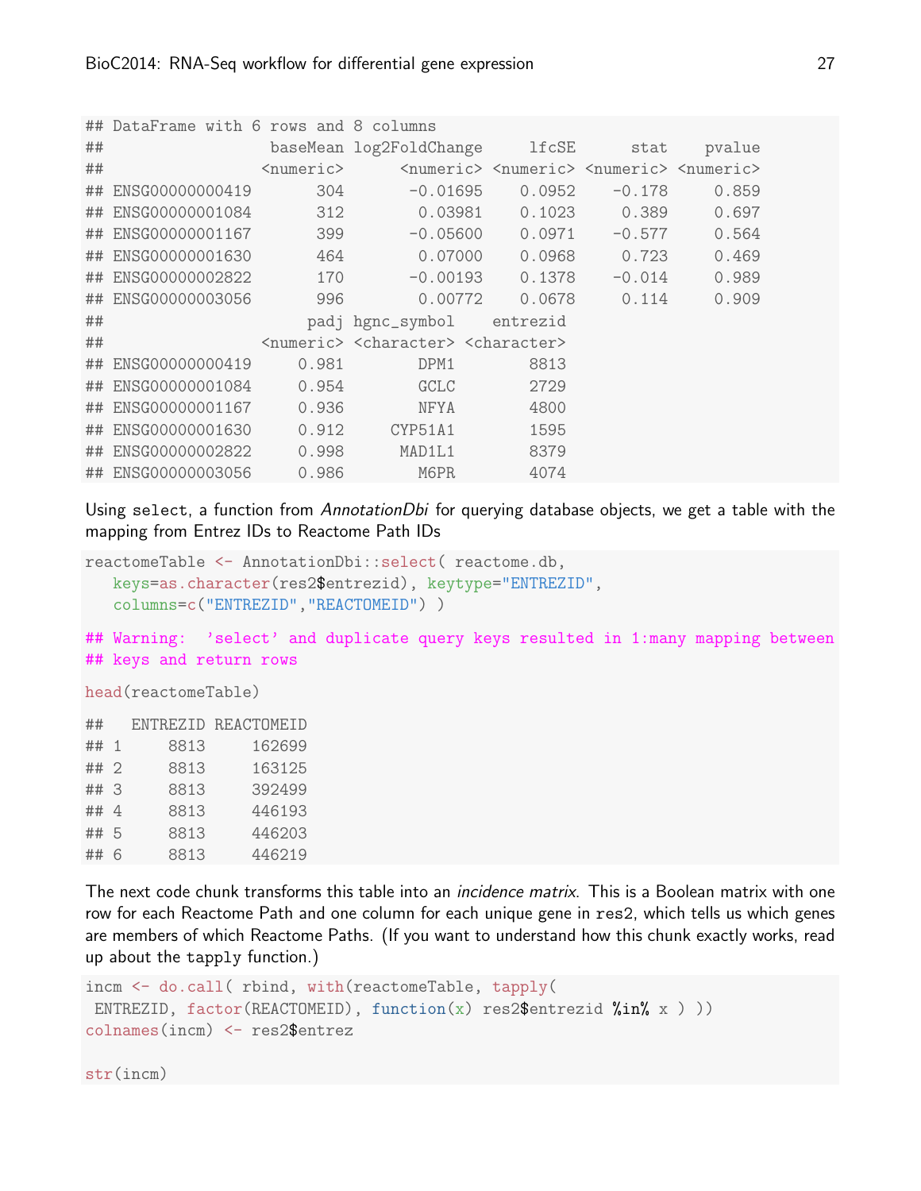```
## DataFrame with 6 rows and 8 columns
##                  baseMean log2FoldChange     lfcSE      stat    pvalue
##                 <numeric>      <numeric> <numeric> <numeric> <numeric>
## ENSG00000000419       304       -0.01695    0.0952    -0.178     0.859
## ENSG00000001084       312        0.03981    0.1023     0.389     0.697
## ENSG00000001167       399       -0.05600    0.0971    -0.577     0.564
## ENSG00000001630       464        0.07000    0.0968     0.723     0.469
## ENSG00000002822       170       -0.00193    0.1378    -0.014     0.989
## ENSG00000003056       996        0.00772    0.0678     0.114     0.909
##                      padj hgnc_symbol    entrezid
##                 <numeric> <character> <character>
## ENSG00000000419     0.981        DPM1        8813
## ENSG00000001084     0.954        GCLC        2729
## ENSG00000001167     0.936        NFYA        4800
## ENSG00000001630     0.912     CYP51A1        1595
## ENSG00000002822     0.998      MAD1L1        8379
## ENSG00000003056     0.986        M6PR        4074
```

Using `select`, a function from *AnnotationDbi* for querying database objects, we get a table with the mapping from Entrez IDs to Reactome Path IDs

```
reactomeTable <- AnnotationDbi::select( reactome.db,
   keys=as.character(res2$entrezid), keytype="ENTREZID",
   columns=c("ENTREZID","REACTOMEID") )

## Warning:  'select' and duplicate query keys resulted in 1:many mapping between
## keys and return rows

head(reactomeTable)

##   ENTREZID REACTOMEID
## 1     8813     162699
## 2     8813     163125
## 3     8813     392499
## 4     8813     446193
## 5     8813     446203
## 6     8813     446219
```

The next code chunk transforms this table into an *incidence matrix*. This is a Boolean matrix with one row for each Reactome Path and one column for each unique gene in `res2`, which tells us which genes are members of which Reactome Paths. (If you want to understand how this chunk exactly works, read up about the `tapply` function.)

```
incm <- do.call( rbind, with(reactomeTable, tapply(
 ENTREZID, factor(REACTOMEID), function(x) res2$entrezid %in% x ) ))
colnames(incm) <- res2$entrez

str(incm)
```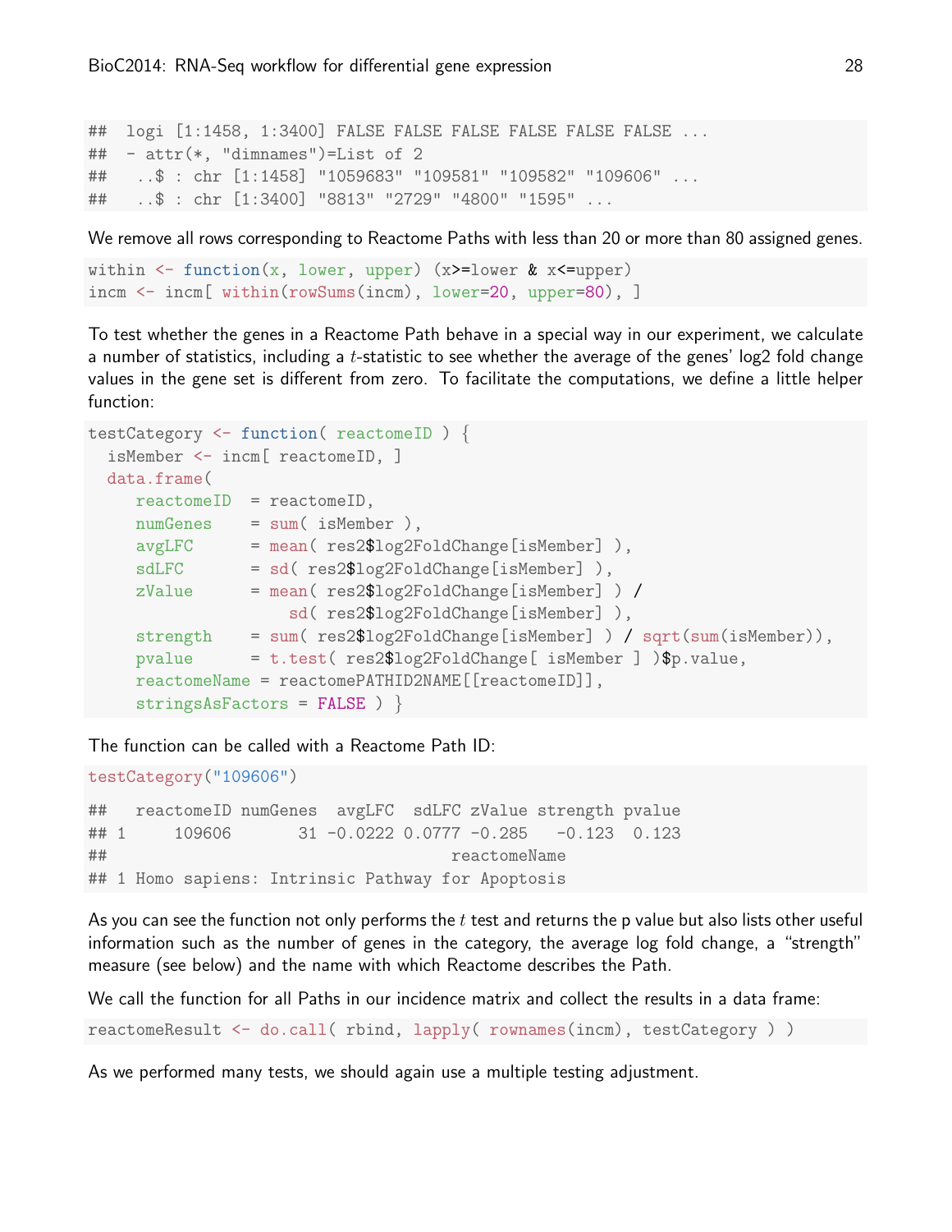```
##  logi [1:1458, 1:3400] FALSE FALSE FALSE FALSE FALSE FALSE ...
##  - attr(*, "dimnames")=List of 2
##   ..$ : chr [1:1458] "1059683" "109581" "109582" "109606" ...
##   ..$ : chr [1:3400] "8813" "2729" "4800" "1595" ...
```

We remove all rows corresponding to Reactome Paths with less than 20 or more than 80 assigned genes.

```
within <- function(x, lower, upper) (x>=lower & x<=upper)
incm <- incm[ within(rowSums(incm), lower=20, upper=80), ]
```

To test whether the genes in a Reactome Path behave in a special way in our experiment, we calculate a number of statistics, including a $t$-statistic to see whether the average of the genes' log2 fold change values in the gene set is different from zero. To facilitate the computations, we define a little helper function:

```
testCategory <- function( reactomeID ) {
  isMember <- incm[ reactomeID, ]
  data.frame(
     reactomeID  = reactomeID,
     numGenes    = sum( isMember ),
     avgLFC      = mean( res2$log2FoldChange[isMember] ),
     sdLFC       = sd( res2$log2FoldChange[isMember] ),
     zValue      = mean( res2$log2FoldChange[isMember] ) /
                    sd( res2$log2FoldChange[isMember] ),
     strength    = sum( res2$log2FoldChange[isMember] ) / sqrt(sum(isMember)),
     pvalue      = t.test( res2$log2FoldChange[ isMember ] )$p.value,
     reactomeName = reactomePATHID2NAME[[reactomeID]],
     stringsAsFactors = FALSE ) }
```

The function can be called with a Reactome Path ID:

```
testCategory("109606")
```

```
##   reactomeID numGenes  avgLFC  sdLFC zValue strength pvalue
## 1     109606       31 -0.0222 0.0777 -0.285   -0.123  0.123
##                                   reactomeName
## 1 Homo sapiens: Intrinsic Pathway for Apoptosis
```

As you can see the function not only performs the $t$ test and returns the p value but also lists other useful information such as the number of genes in the category, the average log fold change, a "strength" measure (see below) and the name with which Reactome describes the Path.

We call the function for all Paths in our incidence matrix and collect the results in a data frame:

```
reactomeResult <- do.call( rbind, lapply( rownames(incm), testCategory ) )
```

As we performed many tests, we should again use a multiple testing adjustment.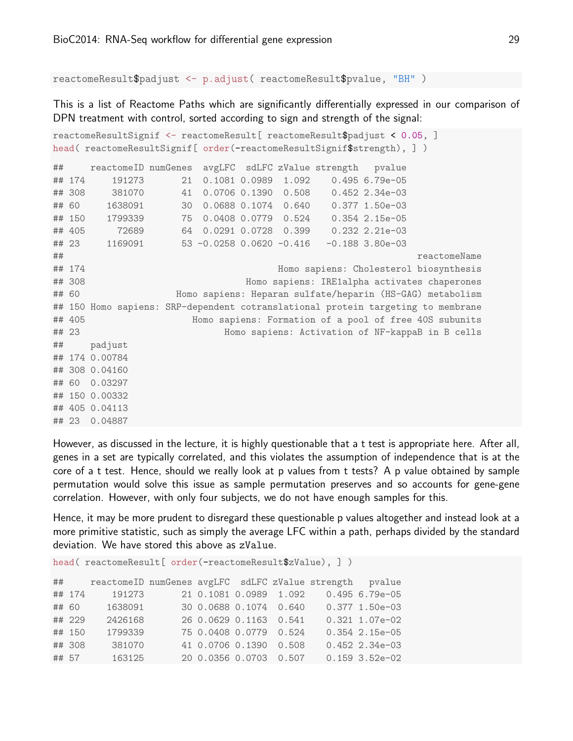```
reactomeResult$padjust <- p.adjust( reactomeResult$pvalue, "BH" )
```

This is a list of Reactome Paths which are significantly differentially expressed in our comparison of DPN treatment with control, sorted according to sign and strength of the signal:

```
reactomeResultSignif <- reactomeResult[ reactomeResult$padjust < 0.05, ]
head( reactomeResultSignif[ order(-reactomeResultSignif$strength), ] )
```

```
##     reactomeID numGenes  avgLFC  sdLFC zValue strength   pvalue
## 174     191273       21  0.1081 0.0989  1.092    0.495 6.79e-05
## 308     381070       41  0.0706 0.1390  0.508    0.452 2.34e-03
## 60     1638091       30  0.0688 0.1074  0.640    0.377 1.50e-03
## 150    1799339       75  0.0408 0.0779  0.524    0.354 2.15e-05
## 405      72689       64  0.0291 0.0728  0.399    0.232 2.21e-03
## 23     1169091       53 -0.0258 0.0620 -0.416   -0.188 3.80e-03
##                                                            reactomeName
## 174                                Homo sapiens: Cholesterol biosynthesis
## 308                            Homo sapiens: IRE1alpha activates chaperones
## 60                   Homo sapiens: Heparan sulfate/heparin (HS-GAG) metabolism
## 150 Homo sapiens: SRP-dependent cotranslational protein targeting to membrane
## 405                    Homo sapiens: Formation of a pool of free 40S subunits
## 23                         Homo sapiens: Activation of NF-kappaB in B cells
##     padjust
## 174 0.00784
## 308 0.04160
## 60  0.03297
## 150 0.00332
## 405 0.04113
## 23  0.04887
```

However, as discussed in the lecture, it is highly questionable that a t test is appropriate here. After all, genes in a set are typically correlated, and this violates the assumption of independence that is at the core of a t test. Hence, should we really look at p values from t tests? A p value obtained by sample permutation would solve this issue as sample permutation preserves and so accounts for gene-gene correlation. However, with only four subjects, we do not have enough samples for this.

Hence, it may be more prudent to disregard these questionable p values altogether and instead look at a more primitive statistic, such as simply the average LFC within a path, perhaps divided by the standard deviation. We have stored this above as `zValue`.

```
head( reactomeResult[ order(-reactomeResult$zValue), ] )
```

```
##     reactomeID numGenes avgLFC  sdLFC zValue strength   pvalue
## 174     191273       21 0.1081 0.0989  1.092    0.495 6.79e-05
## 60     1638091       30 0.0688 0.1074  0.640    0.377 1.50e-03
## 229    2426168       26 0.0629 0.1163  0.541    0.321 1.07e-02
## 150    1799339       75 0.0408 0.0779  0.524    0.354 2.15e-05
## 308     381070       41 0.0706 0.1390  0.508    0.452 2.34e-03
## 57      163125       20 0.0356 0.0703  0.507    0.159 3.52e-02
```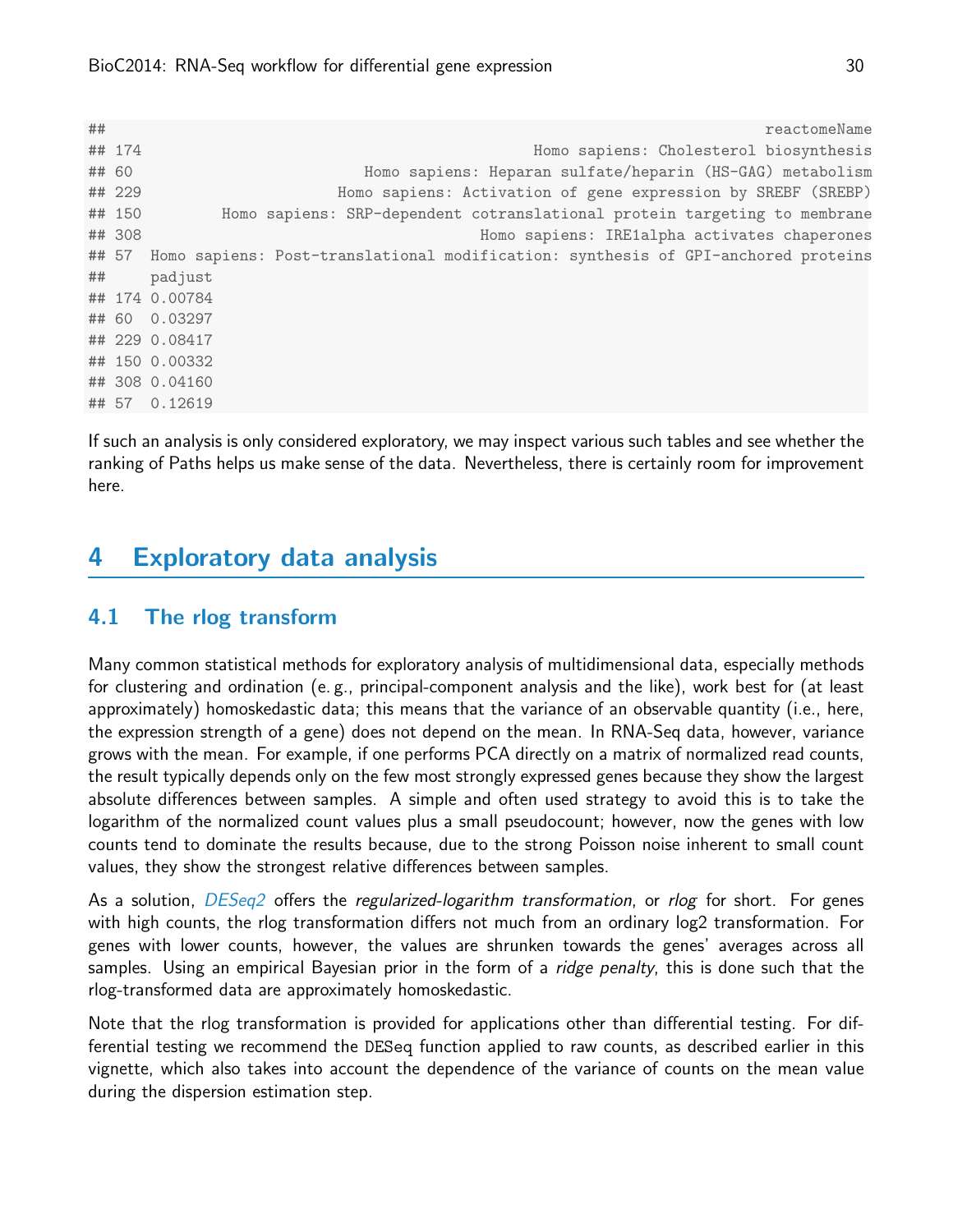```
##                                                                          reactomeName
## 174                                              Homo sapiens: Cholesterol biosynthesis
## 60                             Homo sapiens: Heparan sulfate/heparin (HS-GAG) metabolism
## 229                          Homo sapiens: Activation of gene expression by SREBF (SREBP)
## 150        Homo sapiens: SRP-dependent cotranslational protein targeting to membrane
## 308                                          Homo sapiens: IRE1alpha activates chaperones
## 57  Homo sapiens: Post-translational modification: synthesis of GPI-anchored proteins
##     padjust
## 174 0.00784
## 60  0.03297
## 229 0.08417
## 150 0.00332
## 308 0.04160
## 57  0.12619
```

If such an analysis is only considered exploratory, we may inspect various such tables and see whether the ranking of Paths helps us make sense of the data. Nevertheless, there is certainly room for improvement here.

# 4 Exploratory data analysis

## 4.1 The rlog transform

Many common statistical methods for exploratory analysis of multidimensional data, especially methods for clustering and ordination (e. g., principal-component analysis and the like), work best for (at least approximately) homoskedastic data; this means that the variance of an observable quantity (i.e., here, the expression strength of a gene) does not depend on the mean. In RNA-Seq data, however, variance grows with the mean. For example, if one performs PCA directly on a matrix of normalized read counts, the result typically depends only on the few most strongly expressed genes because they show the largest absolute differences between samples. A simple and often used strategy to avoid this is to take the logarithm of the normalized count values plus a small pseudocount; however, now the genes with low counts tend to dominate the results because, due to the strong Poisson noise inherent to small count values, they show the strongest relative differences between samples.

As a solution, *DESeq2* offers the *regularized-logarithm transformation*, or *rlog* for short. For genes with high counts, the rlog transformation differs not much from an ordinary log2 transformation. For genes with lower counts, however, the values are shrunken towards the genes' averages across all samples. Using an empirical Bayesian prior in the form of a *ridge penalty*, this is done such that the rlog-transformed data are approximately homoskedastic.

Note that the rlog transformation is provided for applications other than differential testing. For differential testing we recommend the `DESeq` function applied to raw counts, as described earlier in this vignette, which also takes into account the dependence of the variance of counts on the mean value during the dispersion estimation step.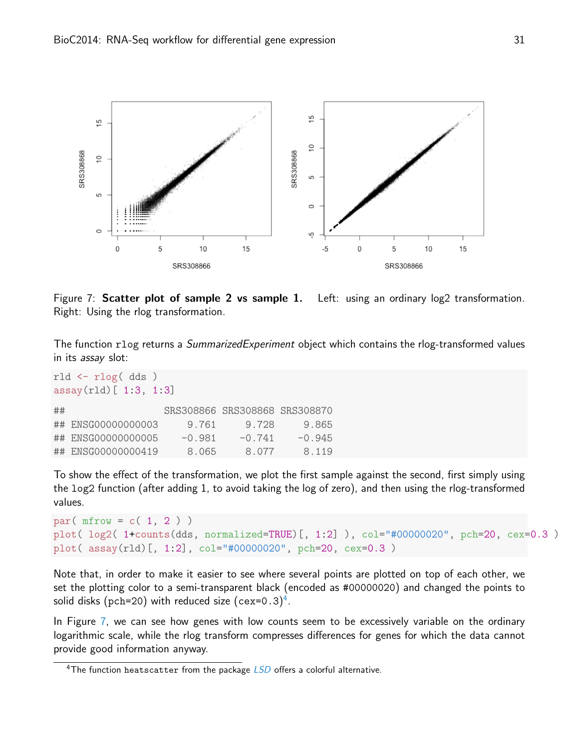Figure 7: **Scatter plot of sample 2 vs sample 1.** Left: using an ordinary log2 transformation. Right: Using the rlog transformation.

The function `rlog` returns a *SummarizedExperiment* object which contains the rlog-transformed values in its *assay* slot:

```
rld <- rlog( dds )
assay(rld)[ 1:3, 1:3]

##                 SRS308866 SRS308868 SRS308870
## ENSG00000000003     9.761     9.728     9.865
## ENSG00000000005    -0.981    -0.741    -0.945
## ENSG00000000419     8.065     8.077     8.119
```

To show the effect of the transformation, we plot the first sample against the second, first simply using the `log2` function (after adding 1, to avoid taking the log of zero), and then using the rlog-transformed values.

```
par( mfrow = c( 1, 2 ) )
plot( log2( 1+counts(dds, normalized=TRUE)[, 1:2] ), col="#00000020", pch=20, cex=0.3 )
plot( assay(rld)[, 1:2], col="#00000020", pch=20, cex=0.3 )
```

Note that, in order to make it easier to see where several points are plotted on top of each other, we set the plotting color to a semi-transparent black (encoded as #00000020) and changed the points to solid disks (`pch=20`) with reduced size (`cex=0.3`)[4].

In Figure 7, we can see how genes with low counts seem to be excessively variable on the ordinary logarithmic scale, while the rlog transform compresses differences for genes for which the data cannot provide good information anyway.

[4] The function `heatscatter` from the package *LSD* offers a colorful alternative.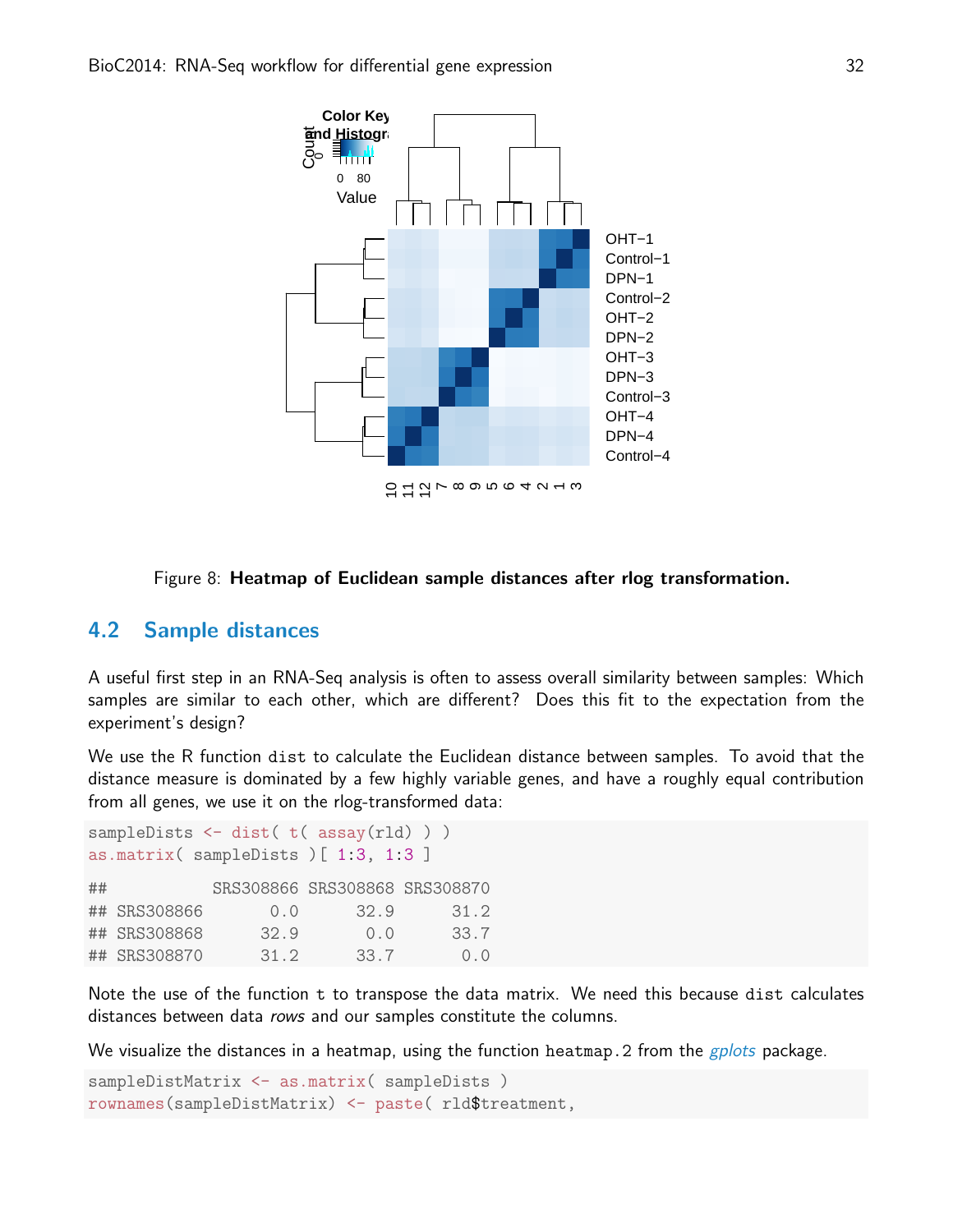Figure 8: **Heatmap of Euclidean sample distances after rlog transformation.**

## 4.2 Sample distances

A useful first step in an RNA-Seq analysis is often to assess overall similarity between samples: Which samples are similar to each other, which are different? Does this fit to the expectation from the experiment's design?

We use the R function `dist` to calculate the Euclidean distance between samples. To avoid that the distance measure is dominated by a few highly variable genes, and have a roughly equal contribution from all genes, we use it on the rlog-transformed data:

```
sampleDists <- dist( t( assay(rld) ) )
as.matrix( sampleDists )[ 1:3, 1:3 ]

##            SRS308866 SRS308868 SRS308870
## SRS308866       0.0      32.9      31.2
## SRS308868      32.9       0.0      33.7
## SRS308870      31.2      33.7       0.0
```

Note the use of the function `t` to transpose the data matrix. We need this because `dist` calculates distances between data *rows* and our samples constitute the columns.

We visualize the distances in a heatmap, using the function `heatmap.2` from the *gplots* package.

```
sampleDistMatrix <- as.matrix( sampleDists )
rownames(sampleDistMatrix) <- paste( rld$treatment,
```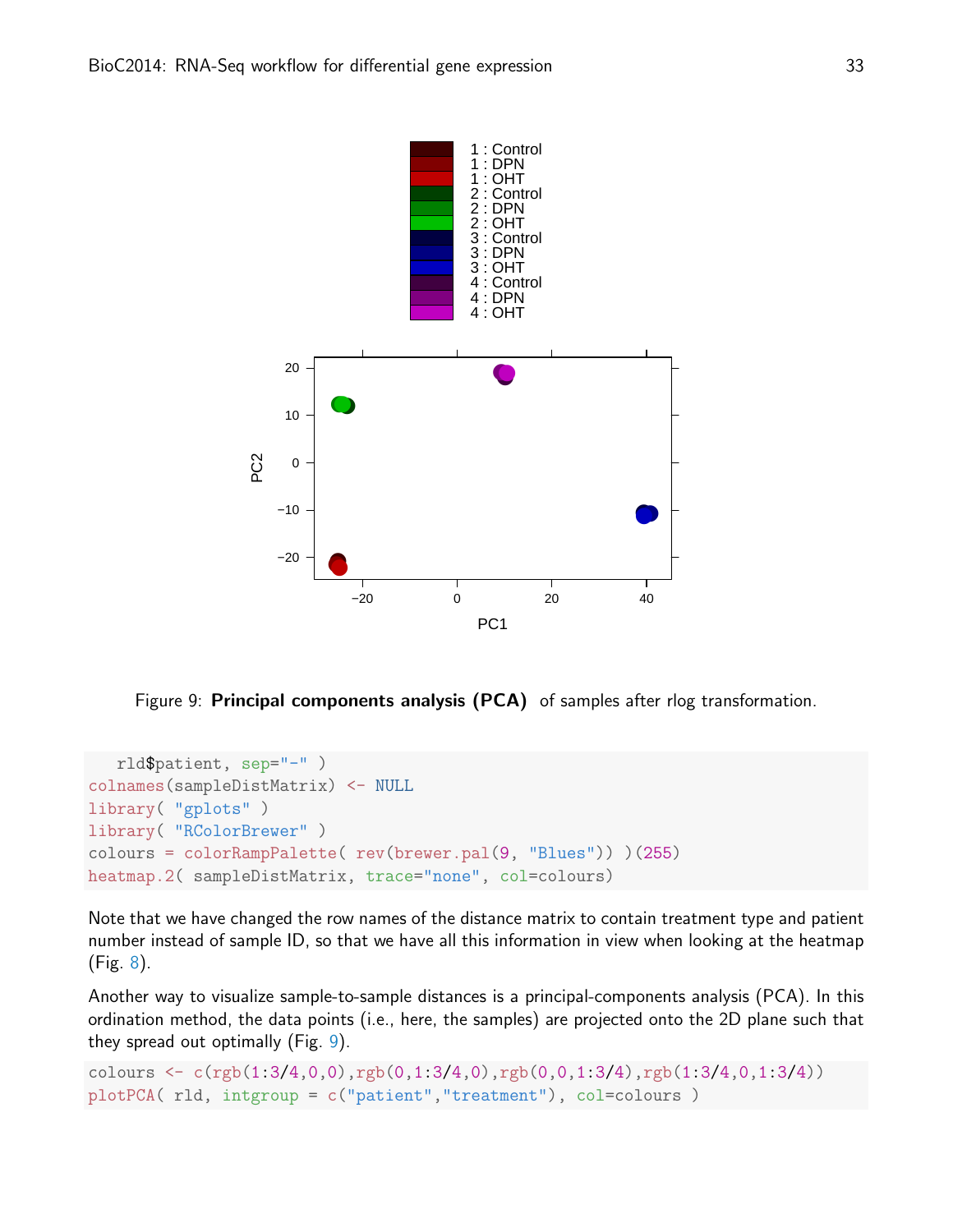Figure 9: **Principal components analysis (PCA)** of samples after rlog transformation.

```
   rld$patient, sep="-" )
colnames(sampleDistMatrix) <- NULL
library( "gplots" )
library( "RColorBrewer" )
colours = colorRampPalette( rev(brewer.pal(9, "Blues")) )(255)
heatmap.2( sampleDistMatrix, trace="none", col=colours)
```

Note that we have changed the row names of the distance matrix to contain treatment type and patient number instead of sample ID, so that we have all this information in view when looking at the heatmap (Fig. 8).

Another way to visualize sample-to-sample distances is a principal-components analysis (PCA). In this ordination method, the data points (i.e., here, the samples) are projected onto the 2D plane such that they spread out optimally (Fig. 9).

```
colours <- c(rgb(1:3/4,0,0),rgb(0,1:3/4,0),rgb(0,0,1:3/4),rgb(1:3/4,0,1:3/4))
plotPCA( rld, intgroup = c("patient","treatment"), col=colours )
```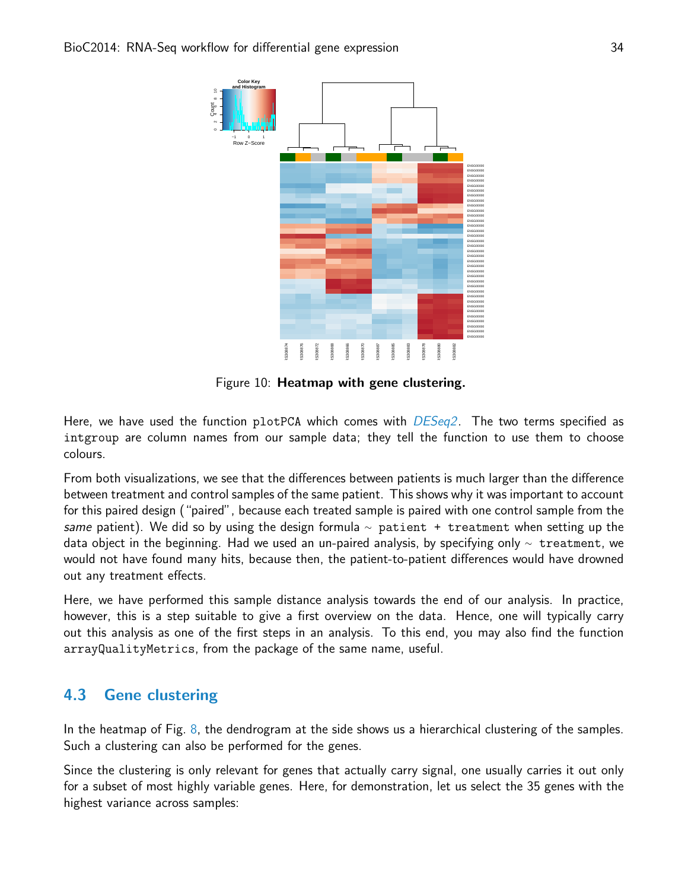Figure 10: **Heatmap with gene clustering.**

Here, we have used the function plotPCA which comes with *DESeq2*. The two terms specified as intgroup are column names from our sample data; they tell the function to use them to choose colours.

From both visualizations, we see that the differences between patients is much larger than the difference between treatment and control samples of the same patient. This shows why it was important to account for this paired design ("paired", because each treated sample is paired with one control sample from the *same* patient). We did so by using the design formula ~ patient + treatment when setting up the data object in the beginning. Had we used an un-paired analysis, by specifying only ~ treatment, we would not have found many hits, because then, the patient-to-patient differences would have drowned out any treatment effects.

Here, we have performed this sample distance analysis towards the end of our analysis. In practice, however, this is a step suitable to give a first overview on the data. Hence, one will typically carry out this analysis as one of the first steps in an analysis. To this end, you may also find the function arrayQualityMetrics, from the package of the same name, useful.

## 4.3 Gene clustering

In the heatmap of Fig. 8, the dendrogram at the side shows us a hierarchical clustering of the samples. Such a clustering can also be performed for the genes.

Since the clustering is only relevant for genes that actually carry signal, one usually carries it out only for a subset of most highly variable genes. Here, for demonstration, let us select the 35 genes with the highest variance across samples: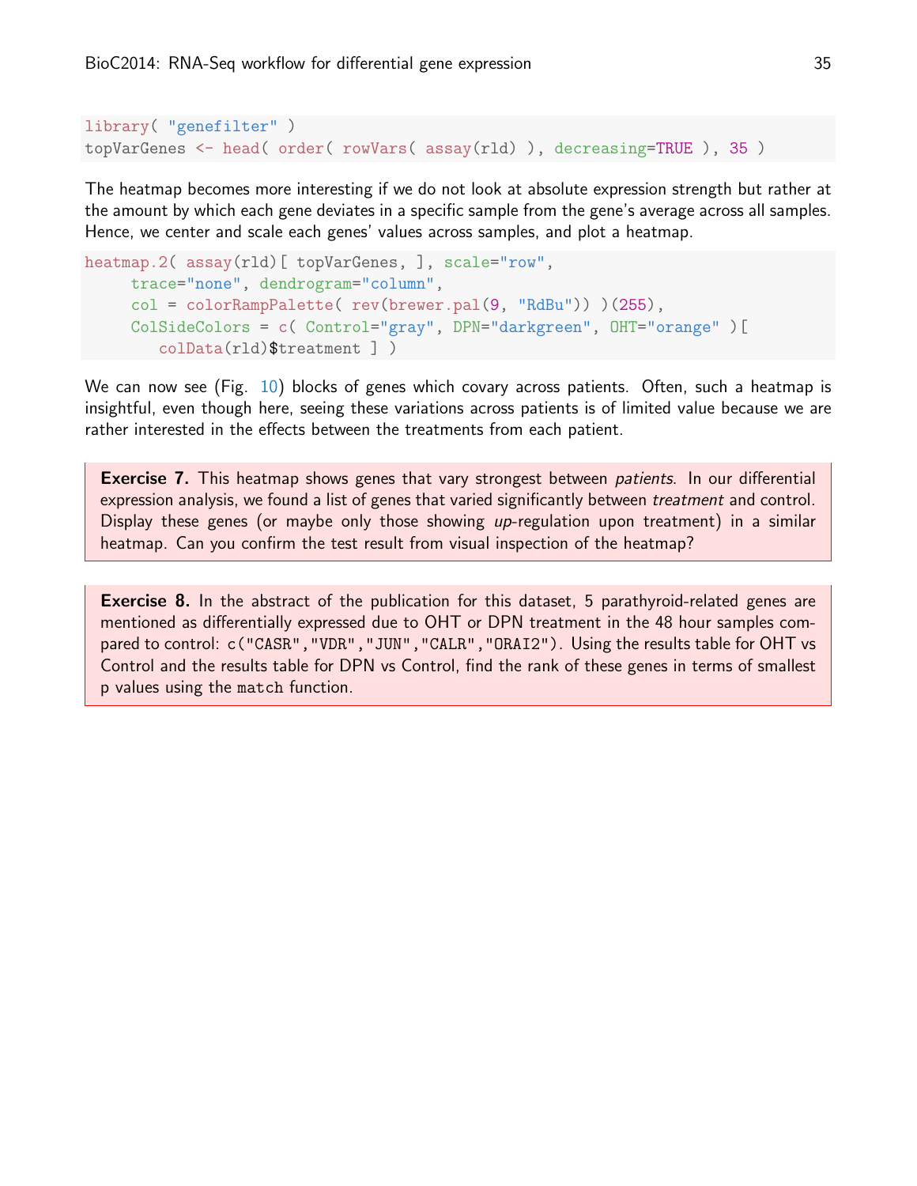```
library( "genefilter" )
topVarGenes <- head( order( rowVars( assay(rld) ), decreasing=TRUE ), 35 )
```

The heatmap becomes more interesting if we do not look at absolute expression strength but rather at the amount by which each gene deviates in a specific sample from the gene's average across all samples. Hence, we center and scale each genes' values across samples, and plot a heatmap.

```
heatmap.2( assay(rld)[ topVarGenes, ], scale="row",
     trace="none", dendrogram="column",
     col = colorRampPalette( rev(brewer.pal(9, "RdBu")) )(255),
     ColSideColors = c( Control="gray", DPN="darkgreen", OHT="orange" )[
        colData(rld)$treatment ] )
```

We can now see (Fig. 10) blocks of genes which covary across patients. Often, such a heatmap is insightful, even though here, seeing these variations across patients is of limited value because we are rather interested in the effects between the treatments from each patient.

**Exercise 7.** This heatmap shows genes that vary strongest between *patients*. In our differential expression analysis, we found a list of genes that varied significantly between *treatment* and control. Display these genes (or maybe only those showing *up*-regulation upon treatment) in a similar heatmap. Can you confirm the test result from visual inspection of the heatmap?

**Exercise 8.** In the abstract of the publication for this dataset, 5 parathyroid-related genes are mentioned as differentially expressed due to OHT or DPN treatment in the 48 hour samples compared to control: `c("CASR","VDR","JUN","CALR","ORAI2")`. Using the results table for OHT vs Control and the results table for DPN vs Control, find the rank of these genes in terms of smallest p values using the `match` function.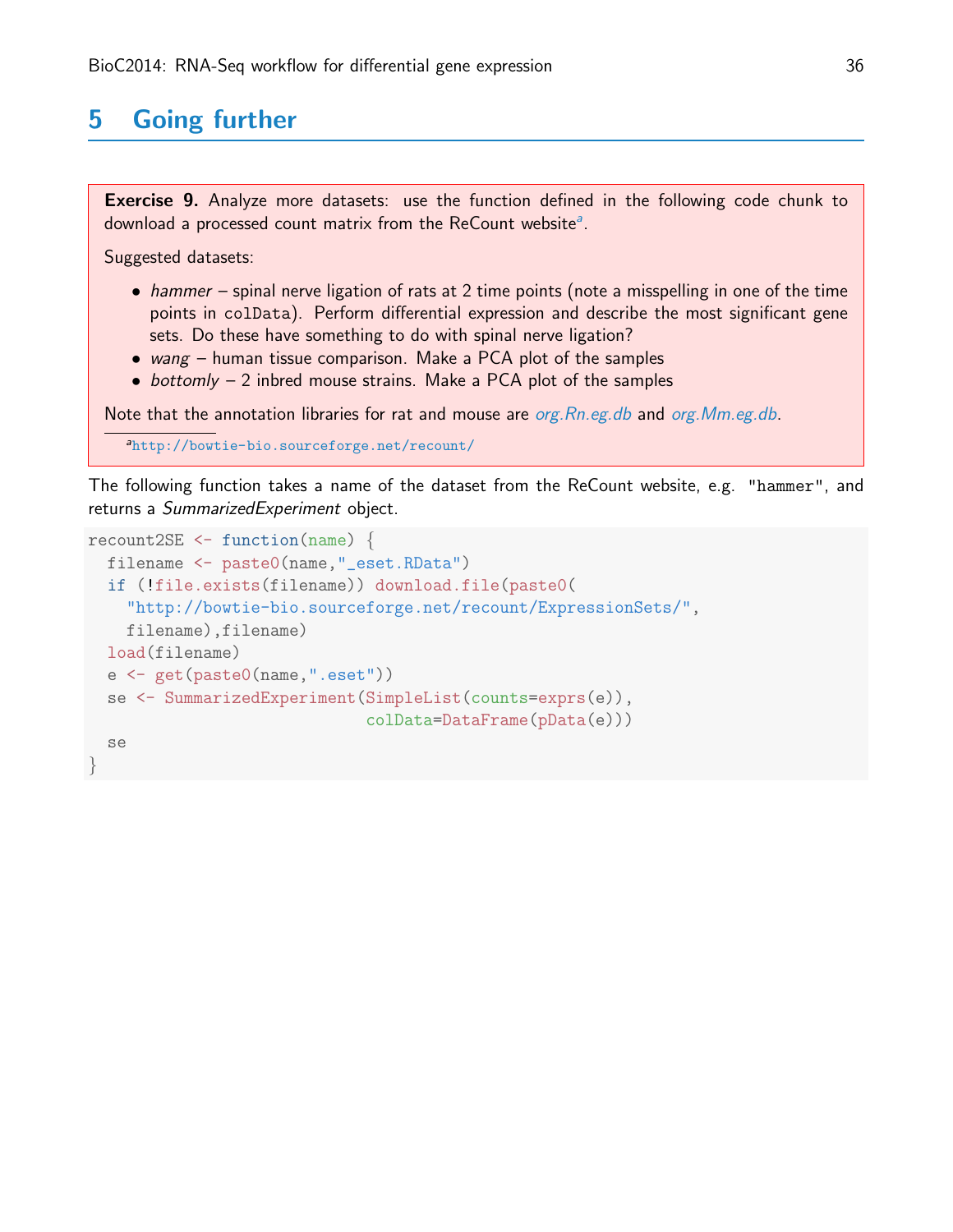# 5 Going further

**Exercise 9.** Analyze more datasets: use the function defined in the following code chunk to download a processed count matrix from the ReCount website[a].

Suggested datasets:

- *hammer* – spinal nerve ligation of rats at 2 time points (note a misspelling in one of the time points in `colData`). Perform differential expression and describe the most significant gene sets. Do these have something to do with spinal nerve ligation?
- *wang* – human tissue comparison. Make a PCA plot of the samples
- *bottomly* – 2 inbred mouse strains. Make a PCA plot of the samples

Note that the annotation libraries for rat and mouse are *org.Rn.eg.db* and *org.Mm.eg.db*.

[a] http://bowtie-bio.sourceforge.net/recount/

The following function takes a name of the dataset from the ReCount website, e.g. "hammer", and returns a *SummarizedExperiment* object.

```
recount2SE <- function(name) {
  filename <- paste0(name,"_eset.RData")
  if (!file.exists(filename)) download.file(paste0(
    "http://bowtie-bio.sourceforge.net/recount/ExpressionSets/",
    filename),filename)
  load(filename)
  e <- get(paste0(name,".eset"))
  se <- SummarizedExperiment(SimpleList(counts=exprs(e)),
                             colData=DataFrame(pData(e)))
  se
}
```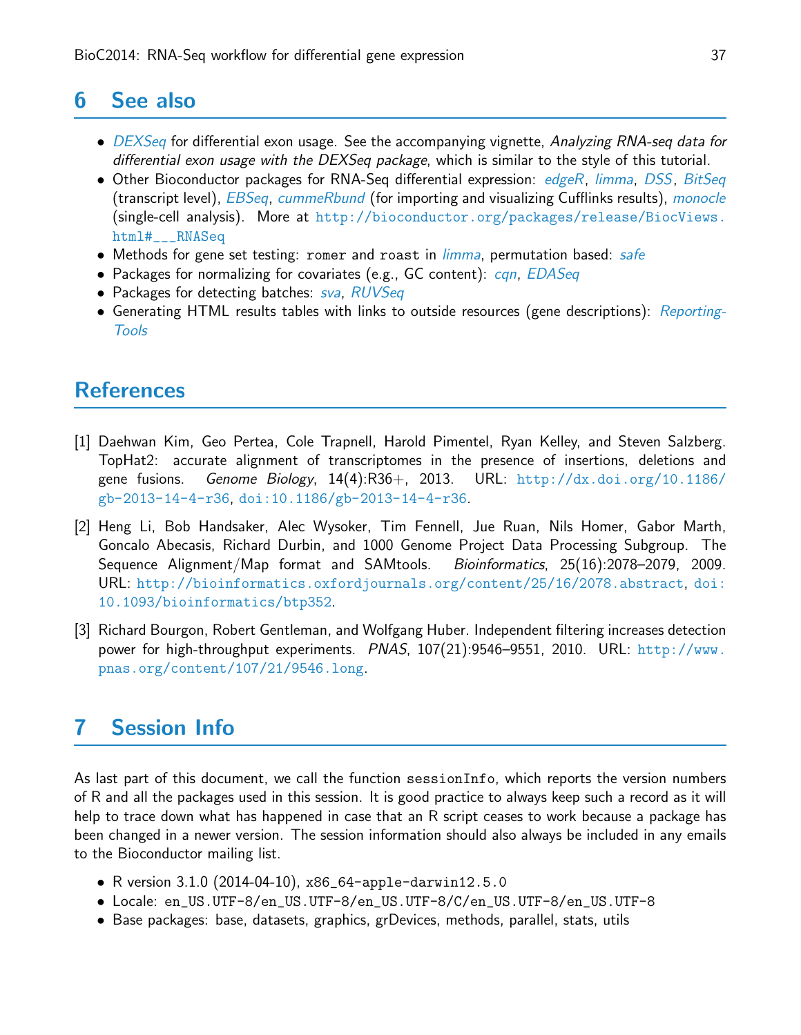## 6 See also

- *DEXSeq* for differential exon usage. See the accompanying vignette, *Analyzing RNA-seq data for differential exon usage with the DEXSeq package*, which is similar to the style of this tutorial.
- Other Bioconductor packages for RNA-Seq differential expression: *edgeR*, *limma*, *DSS*, *BitSeq* (transcript level), *EBSeq*, *cummeRbund* (for importing and visualizing Cufflinks results), *monocle* (single-cell analysis). More at `http://bioconductor.org/packages/release/BiocViews.html#___RNASeq`
- Methods for gene set testing: `romer` and `roast` in *limma*, permutation based: *safe*
- Packages for normalizing for covariates (e.g., GC content): *cqn*, *EDASeq*
- Packages for detecting batches: *sva*, *RUVSeq*
- Generating HTML results tables with links to outside resources (gene descriptions): *ReportingTools*

## References

[1] Daehwan Kim, Geo Pertea, Cole Trapnell, Harold Pimentel, Ryan Kelley, and Steven Salzberg. TopHat2: accurate alignment of transcriptomes in the presence of insertions, deletions and gene fusions. *Genome Biology*, 14(4):R36+, 2013. URL: `http://dx.doi.org/10.1186/gb-2013-14-4-r36`, `doi:10.1186/gb-2013-14-4-r36`.

[2] Heng Li, Bob Handsaker, Alec Wysoker, Tim Fennell, Jue Ruan, Nils Homer, Gabor Marth, Goncalo Abecasis, Richard Durbin, and 1000 Genome Project Data Processing Subgroup. The Sequence Alignment/Map format and SAMtools. *Bioinformatics*, 25(16):2078–2079, 2009. URL: `http://bioinformatics.oxfordjournals.org/content/25/16/2078.abstract`, `doi:10.1093/bioinformatics/btp352`.

[3] Richard Bourgon, Robert Gentleman, and Wolfgang Huber. Independent filtering increases detection power for high-throughput experiments. *PNAS*, 107(21):9546–9551, 2010. URL: `http://www.pnas.org/content/107/21/9546.long`.

## 7 Session Info

As last part of this document, we call the function `sessionInfo`, which reports the version numbers of R and all the packages used in this session. It is good practice to always keep such a record as it will help to trace down what has happened in case that an R script ceases to work because a package has been changed in a newer version. The session information should also always be included in any emails to the Bioconductor mailing list.

- R version 3.1.0 (2014-04-10), `x86_64-apple-darwin12.5.0`
- Locale: `en_US.UTF-8/en_US.UTF-8/en_US.UTF-8/C/en_US.UTF-8/en_US.UTF-8`
- Base packages: base, datasets, graphics, grDevices, methods, parallel, stats, utils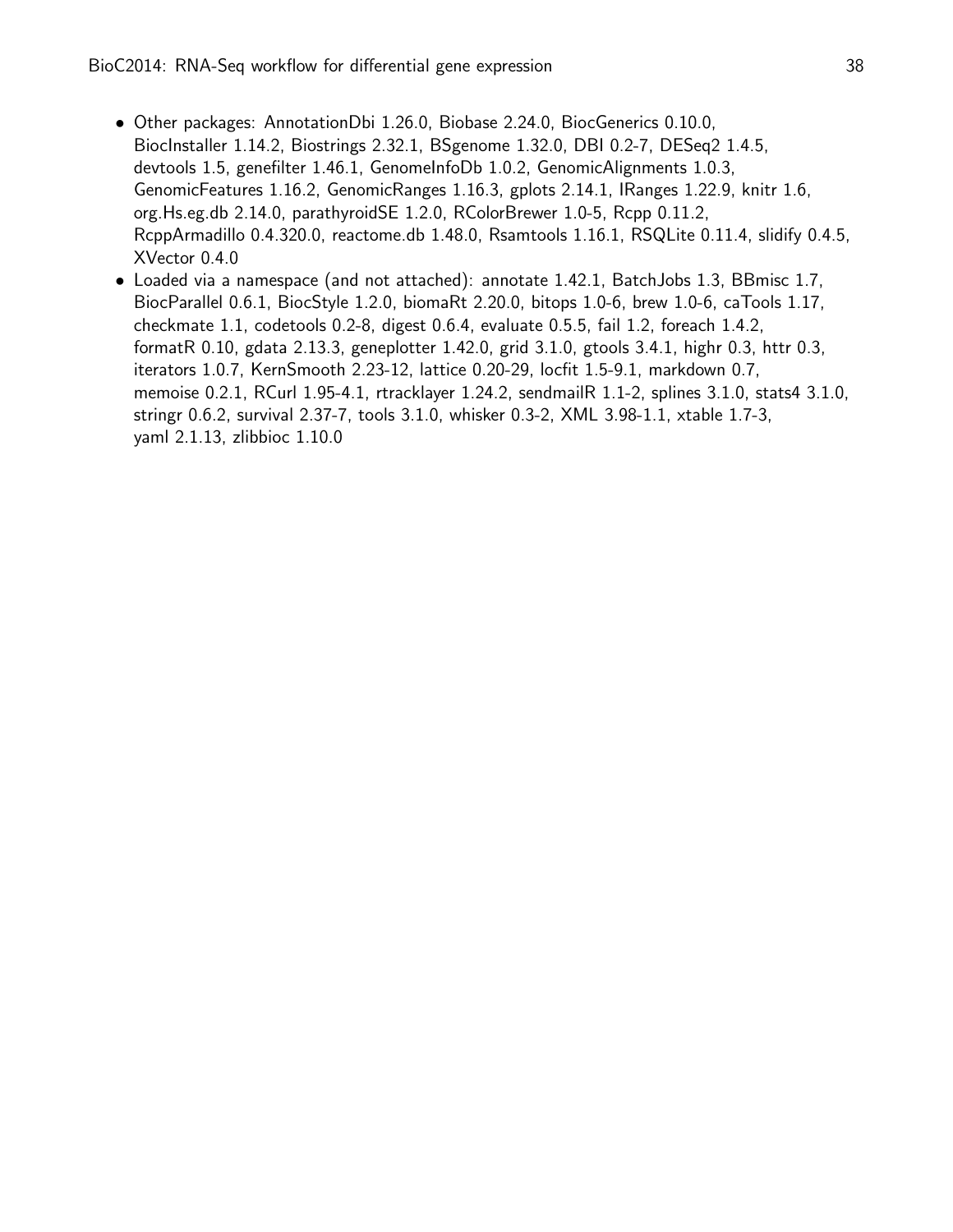- Other packages: AnnotationDbi 1.26.0, Biobase 2.24.0, BiocGenerics 0.10.0, BiocInstaller 1.14.2, Biostrings 2.32.1, BSgenome 1.32.0, DBI 0.2-7, DESeq2 1.4.5, devtools 1.5, genefilter 1.46.1, GenomeInfoDb 1.0.2, GenomicAlignments 1.0.3, GenomicFeatures 1.16.2, GenomicRanges 1.16.3, gplots 2.14.1, IRanges 1.22.9, knitr 1.6, org.Hs.eg.db 2.14.0, parathyroidSE 1.2.0, RColorBrewer 1.0-5, Rcpp 0.11.2, RcppArmadillo 0.4.320.0, reactome.db 1.48.0, Rsamtools 1.16.1, RSQLite 0.11.4, slidify 0.4.5, XVector 0.4.0
- Loaded via a namespace (and not attached): annotate 1.42.1, BatchJobs 1.3, BBmisc 1.7, BiocParallel 0.6.1, BiocStyle 1.2.0, biomaRt 2.20.0, bitops 1.0-6, brew 1.0-6, caTools 1.17, checkmate 1.1, codetools 0.2-8, digest 0.6.4, evaluate 0.5.5, fail 1.2, foreach 1.4.2, formatR 0.10, gdata 2.13.3, geneplotter 1.42.0, grid 3.1.0, gtools 3.4.1, highr 0.3, httr 0.3, iterators 1.0.7, KernSmooth 2.23-12, lattice 0.20-29, locfit 1.5-9.1, markdown 0.7, memoise 0.2.1, RCurl 1.95-4.1, rtracklayer 1.24.2, sendmailR 1.1-2, splines 3.1.0, stats4 3.1.0, stringr 0.6.2, survival 2.37-7, tools 3.1.0, whisker 0.3-2, XML 3.98-1.1, xtable 1.7-3, yaml 2.1.13, zlibbioc 1.10.0